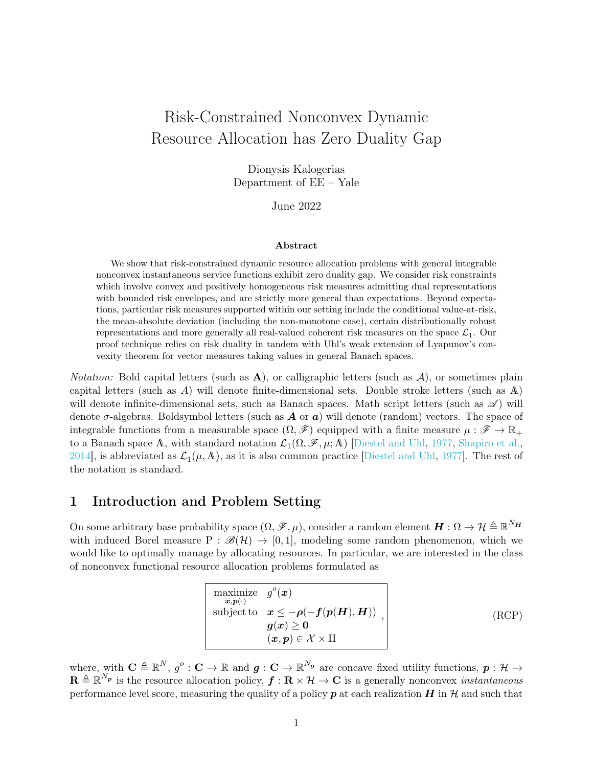# Risk-Constrained Nonconvex Dynamic Resource Allocation has Zero Duality Gap

Dionysis Kalogerias
Department of EE – Yale

June 2022

### Abstract

We show that risk-constrained dynamic resource allocation problems with general integrable nonconvex instantaneous service functions exhibit zero duality gap. We consider risk constraints which involve convex and positively homogeneous risk measures admitting dual representations with bounded risk envelopes, and are strictly more general than expectations. Beyond expectations, particular risk measures supported within our setting include the conditional value-at-risk, the mean-absolute deviation (including the non-monotone case), certain distributionally robust representations and more generally all real-valued coherent risk measures on the space $\mathcal{L}_1$. Our proof technique relies on risk duality in tandem with Uhl's weak extension of Lyapunov's convexity theorem for vector measures taking values in general Banach spaces.

*Notation:* Bold capital letters (such as $\mathbf{A}$), or calligraphic letters (such as $\mathcal{A}$), or sometimes plain capital letters (such as $A$) will denote infinite-dimensional sets. Double stroke letters (such as $\mathbb{A}$) will denote finite-dimensional sets, such as Banach spaces. Math script letters (such as $\mathscr{A}$) will denote $\sigma$-algebras. Boldsymbol letters (such as $\boldsymbol{A}$ or $\boldsymbol{a}$) will denote (random) vectors. The space of integrable functions from a measurable space $(\Omega, \mathscr{F})$ equipped with a finite measure $\mu : \mathscr{F} \to \mathbb{R}_+$ to a Banach space $\mathbb{A}$, with standard notation $\mathcal{L}_1(\Omega, \mathscr{F}, \mu; \mathbb{A})$ [Diestel and Uhl, 1977, Shapiro et al., 2014], is abbreviated as $\mathcal{L}_1(\mu, \mathbb{A})$, as it is also common practice [Diestel and Uhl, 1977]. The rest of the notation is standard.

## 1 Introduction and Problem Setting

On some arbitrary base probability space $(\Omega, \mathscr{F}, \mu)$, consider a random element $\boldsymbol{H} : \Omega \to \mathcal{H} \triangleq \mathbb{R}^{N_{\boldsymbol{H}}}$ with induced Borel measure $\mathrm{P} : \mathscr{B}(\mathcal{H}) \to [0, 1]$, modeling some random phenomenon, which we would like to optimally manage by allocating resources. In particular, we are interested in the class of nonconvex functional resource allocation problems formulated as

$$
\boxed{\begin{array}{rl}
\underset{\boldsymbol{x}, \boldsymbol{p}(\cdot)}{\text{maximize}} & g^o(\boldsymbol{x}) \\
\text{subject to} & \boldsymbol{x} \le -\boldsymbol{\rho}(-\boldsymbol{f}(\boldsymbol{p}(\boldsymbol{H}), \boldsymbol{H})) \\
& \boldsymbol{g}(\boldsymbol{x}) \ge \boldsymbol{0} \\
& (\boldsymbol{x}, \boldsymbol{p}) \in \mathcal{X} \times \Pi
\end{array}}\,, \tag{RCP}
$$

where, with $\mathbf{C} \triangleq \mathbb{R}^N$, $g^o : \mathbf{C} \to \mathbb{R}$ and $\boldsymbol{g} : \mathbf{C} \to \mathbb{R}^{N_{\boldsymbol{g}}}$ are concave fixed utility functions, $\boldsymbol{p} : \mathcal{H} \to \mathbf{R} \triangleq \mathbb{R}^{N_{\boldsymbol{p}}}$ is the resource allocation policy, $\boldsymbol{f} : \mathbf{R} \times \mathcal{H} \to \mathbf{C}$ is a generally nonconvex *instantaneous* performance level score, measuring the quality of a policy $\boldsymbol{p}$ at each realization $\boldsymbol{H}$ in $\mathcal{H}$ and such that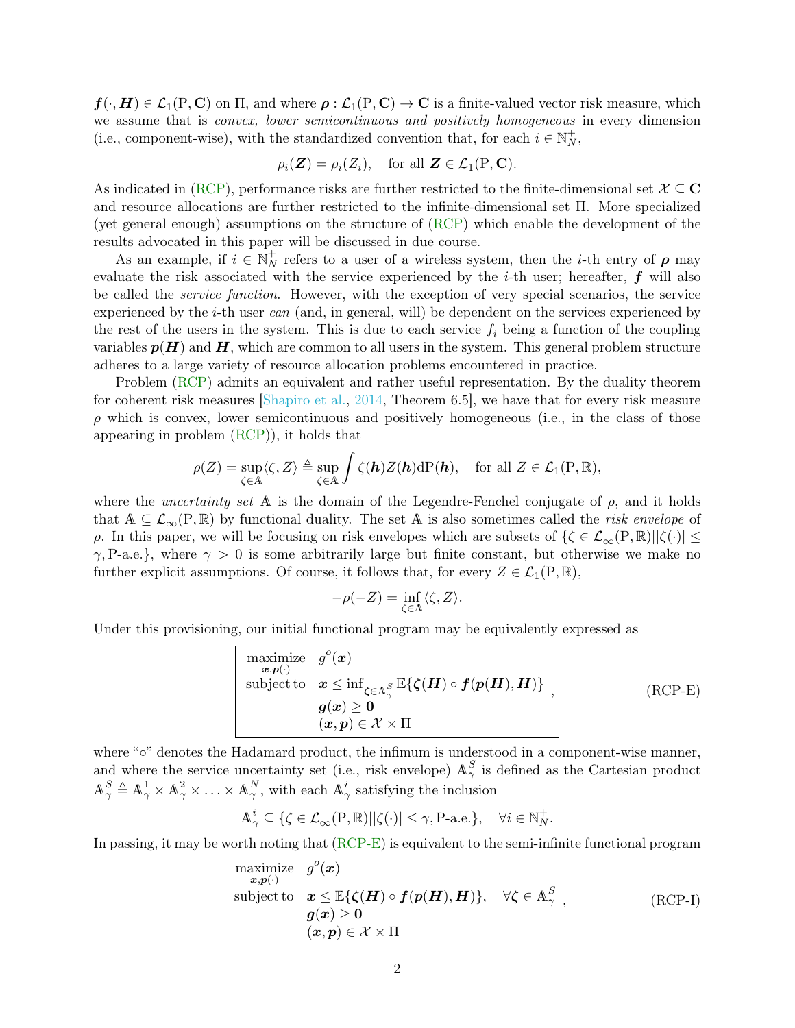$\boldsymbol{f}(\cdot, \boldsymbol{H}) \in \mathcal{L}_1(\mathrm{P}, \mathbf{C})$ on $\Pi$, and where $\boldsymbol{\rho} : \mathcal{L}_1(\mathrm{P}, \mathbf{C}) \rightarrow \mathbf{C}$ is a finite-valued vector risk measure, which we assume that is *convex, lower semicontinuous and positively homogeneous* in every dimension (i.e., component-wise), with the standardized convention that, for each $i \in \mathbb{N}_N^+$,

$$\rho_i(\boldsymbol{Z}) = \rho_i(Z_i), \quad \text{for all } \boldsymbol{Z} \in \mathcal{L}_1(\mathrm{P}, \mathbf{C}).$$

As indicated in (RCP), performance risks are further restricted to the finite-dimensional set $\mathcal{X} \subseteq \mathbf{C}$ and resource allocations are further restricted to the infinite-dimensional set $\Pi$. More specialized (yet general enough) assumptions on the structure of (RCP) which enable the development of the results advocated in this paper will be discussed in due course.

As an example, if $i \in \mathbb{N}_N^+$ refers to a user of a wireless system, then the $i$-th entry of $\boldsymbol{\rho}$ may evaluate the risk associated with the service experienced by the $i$-th user; hereafter, $\boldsymbol{f}$ will also be called the *service function*. However, with the exception of very special scenarios, the service experienced by the $i$-th user *can* (and, in general, will) be dependent on the services experienced by the rest of the users in the system. This is due to each service $f_i$ being a function of the coupling variables $\boldsymbol{p}(\boldsymbol{H})$ and $\boldsymbol{H}$, which are common to all users in the system. This general problem structure adheres to a large variety of resource allocation problems encountered in practice.

Problem (RCP) admits an equivalent and rather useful representation. By the duality theorem for coherent risk measures [Shapiro et al., 2014, Theorem 6.5], we have that for every risk measure $\rho$ which is convex, lower semicontinuous and positively homogeneous (i.e., in the class of those appearing in problem (RCP)), it holds that

$$\rho(Z) = \sup_{\zeta \in \mathbb{A}} \langle \zeta, Z \rangle \triangleq \sup_{\zeta \in \mathbb{A}} \int \zeta(\boldsymbol{h}) Z(\boldsymbol{h}) \mathrm{dP}(\boldsymbol{h}), \quad \text{for all } Z \in \mathcal{L}_1(\mathrm{P}, \mathbb{R}),$$

where the *uncertainty set* $\mathbb{A}$ is the domain of the Legendre-Fenchel conjugate of $\rho$, and it holds that $\mathbb{A} \subseteq \mathcal{L}_\infty(\mathrm{P}, \mathbb{R})$ by functional duality. The set $\mathbb{A}$ is also sometimes called the *risk envelope* of $\rho$. In this paper, we will be focusing on risk envelopes which are subsets of $\{\zeta \in \mathcal{L}_\infty(\mathrm{P}, \mathbb{R}) | |\zeta(\cdot)| \leq \gamma, \mathrm{P}\text{-a.e.}\}$, where $\gamma > 0$ is some arbitrarily large but finite constant, but otherwise we make no further explicit assumptions. Of course, it follows that, for every $Z \in \mathcal{L}_1(\mathrm{P}, \mathbb{R})$,

$$-\rho(-Z) = \inf_{\zeta \in \mathbb{A}} \langle \zeta, Z \rangle.$$

Under this provisioning, our initial functional program may be equivalently expressed as

$$\begin{array}{ll} \underset{\boldsymbol{x}, \boldsymbol{p}(\cdot)}{\text{maximize}} & g^o(\boldsymbol{x}) \\ \text{subject to} & \boldsymbol{x} \leq \inf_{\boldsymbol{\zeta} \in \mathbb{A}_\gamma^S} \mathbb{E}\{\boldsymbol{\zeta}(\boldsymbol{H}) \circ \boldsymbol{f}(\boldsymbol{p}(\boldsymbol{H}), \boldsymbol{H})\} \\ & \boldsymbol{g}(\boldsymbol{x}) \geq \boldsymbol{0} \\ & (\boldsymbol{x}, \boldsymbol{p}) \in \mathcal{X} \times \Pi \end{array}, \tag{RCP-E}$$

where "$\circ$" denotes the Hadamard product, the infimum is understood in a component-wise manner, and where the service uncertainty set (i.e., risk envelope) $\mathbb{A}_\gamma^S$ is defined as the Cartesian product $\mathbb{A}_\gamma^S \triangleq \mathbb{A}_\gamma^1 \times \mathbb{A}_\gamma^2 \times \ldots \times \mathbb{A}_\gamma^N$, with each $\mathbb{A}_\gamma^i$ satisfying the inclusion

$$\mathbb{A}_\gamma^i \subseteq \{\zeta \in \mathcal{L}_\infty(\mathrm{P}, \mathbb{R}) | |\zeta(\cdot)| \leq \gamma, \mathrm{P}\text{-a.e.}\}, \quad \forall i \in \mathbb{N}_N^+.$$

In passing, it may be worth noting that (RCP-E) is equivalent to the semi-infinite functional program

$$\begin{array}{ll} \underset{\boldsymbol{x}, \boldsymbol{p}(\cdot)}{\text{maximize}} & g^o(\boldsymbol{x}) \\ \text{subject to} & \boldsymbol{x} \leq \mathbb{E}\{\boldsymbol{\zeta}(\boldsymbol{H}) \circ \boldsymbol{f}(\boldsymbol{p}(\boldsymbol{H}), \boldsymbol{H})\}, \quad \forall \boldsymbol{\zeta} \in \mathbb{A}_\gamma^S \\ & \boldsymbol{g}(\boldsymbol{x}) \geq \boldsymbol{0} \\ & (\boldsymbol{x}, \boldsymbol{p}) \in \mathcal{X} \times \Pi \end{array}, \tag{RCP-I}$$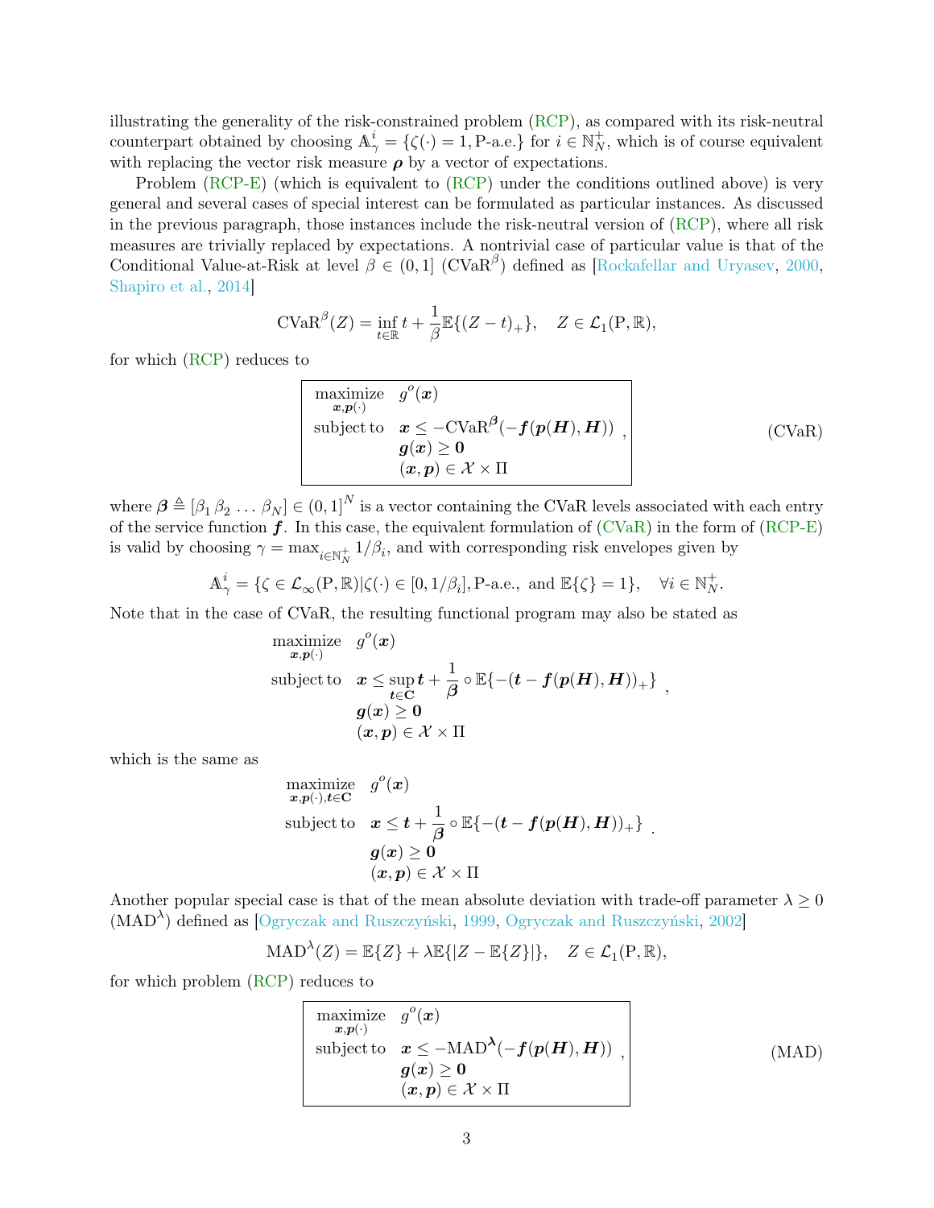illustrating the generality of the risk-constrained problem (RCP), as compared with its risk-neutral counterpart obtained by choosing $\mathbb{A}^i_\gamma = \{\zeta(\cdot) = 1, \text{P-a.e.}\}$ for $i \in \mathbb{N}^+_N$, which is of course equivalent with replacing the vector risk measure $\boldsymbol{\rho}$ by a vector of expectations.

Problem (RCP-E) (which is equivalent to (RCP) under the conditions outlined above) is very general and several cases of special interest can be formulated as particular instances. As discussed in the previous paragraph, those instances include the risk-neutral version of (RCP), where all risk measures are trivially replaced by expectations. A nontrivial case of particular value is that of the Conditional Value-at-Risk at level $\beta \in (0, 1]$ ($\text{CVaR}^\beta$) defined as [Rockafellar and Uryasev, 2000, Shapiro et al., 2014]

$$\text{CVaR}^\beta(Z) = \inf_{t \in \mathbb{R}} t + \frac{1}{\beta}\mathbb{E}\{(Z - t)_+\}, \quad Z \in \mathcal{L}_1(\text{P}, \mathbb{R}),$$

for which (RCP) reduces to

$$\begin{array}{ll} \underset{\boldsymbol{x},\boldsymbol{p}(\cdot)}{\text{maximize}} & g^o(\boldsymbol{x}) \\ \text{subject to} & \boldsymbol{x} \leq -\text{CVaR}^{\boldsymbol{\beta}}(-\boldsymbol{f}(\boldsymbol{p}(\boldsymbol{H}), \boldsymbol{H})) \\ & \boldsymbol{g}(\boldsymbol{x}) \geq \boldsymbol{0} \\ & (\boldsymbol{x}, \boldsymbol{p}) \in \mathcal{X} \times \Pi \end{array}, \tag{CVaR}$$

where $\boldsymbol{\beta} \triangleq [\beta_1 \, \beta_2 \, \ldots \, \beta_N] \in (0, 1]^N$ is a vector containing the CVaR levels associated with each entry of the service function $\boldsymbol{f}$. In this case, the equivalent formulation of (CVaR) in the form of (RCP-E) is valid by choosing $\gamma = \max_{i \in \mathbb{N}^+_N} 1/\beta_i$, and with corresponding risk envelopes given by

$$\mathbb{A}^i_\gamma = \{\zeta \in \mathcal{L}_\infty(\text{P}, \mathbb{R}) | \zeta(\cdot) \in [0, 1/\beta_i], \text{P-a.e., and } \mathbb{E}\{\zeta\} = 1\}, \quad \forall i \in \mathbb{N}^+_N.$$

Note that in the case of CVaR, the resulting functional program may also be stated as

$$\begin{array}{ll} \underset{\boldsymbol{x},\boldsymbol{p}(\cdot)}{\text{maximize}} & g^o(\boldsymbol{x}) \\ \text{subject to} & \boldsymbol{x} \leq \sup\limits_{\boldsymbol{t} \in \mathbf{C}} \boldsymbol{t} + \dfrac{1}{\boldsymbol{\beta}} \circ \mathbb{E}\{-(\boldsymbol{t} - \boldsymbol{f}(\boldsymbol{p}(\boldsymbol{H}), \boldsymbol{H}))_+\} \\ & \boldsymbol{g}(\boldsymbol{x}) \geq \boldsymbol{0} \\ & (\boldsymbol{x}, \boldsymbol{p}) \in \mathcal{X} \times \Pi \end{array},$$

which is the same as

$$\begin{array}{ll} \underset{\boldsymbol{x},\boldsymbol{p}(\cdot),\boldsymbol{t} \in \mathbf{C}}{\text{maximize}} & g^o(\boldsymbol{x}) \\ \text{subject to} & \boldsymbol{x} \leq \boldsymbol{t} + \dfrac{1}{\boldsymbol{\beta}} \circ \mathbb{E}\{-(\boldsymbol{t} - \boldsymbol{f}(\boldsymbol{p}(\boldsymbol{H}), \boldsymbol{H}))_+\} \\ & \boldsymbol{g}(\boldsymbol{x}) \geq \boldsymbol{0} \\ & (\boldsymbol{x}, \boldsymbol{p}) \in \mathcal{X} \times \Pi \end{array}.$$

Another popular special case is that of the mean absolute deviation with trade-off parameter $\lambda \geq 0$ ($\text{MAD}^\lambda$) defined as [Ogryczak and Ruszczyński, 1999, Ogryczak and Ruszczyński, 2002]

$$\text{MAD}^\lambda(Z) = \mathbb{E}\{Z\} + \lambda \mathbb{E}\{|Z - \mathbb{E}\{Z\}|\}, \quad Z \in \mathcal{L}_1(\text{P}, \mathbb{R}),$$

for which problem (RCP) reduces to

$$\begin{array}{ll} \underset{\boldsymbol{x},\boldsymbol{p}(\cdot)}{\text{maximize}} & g^o(\boldsymbol{x}) \\ \text{subject to} & \boldsymbol{x} \leq -\text{MAD}^{\boldsymbol{\lambda}}(-\boldsymbol{f}(\boldsymbol{p}(\boldsymbol{H}), \boldsymbol{H})) \\ & \boldsymbol{g}(\boldsymbol{x}) \geq \boldsymbol{0} \\ & (\boldsymbol{x}, \boldsymbol{p}) \in \mathcal{X} \times \Pi \end{array}, \tag{MAD}$$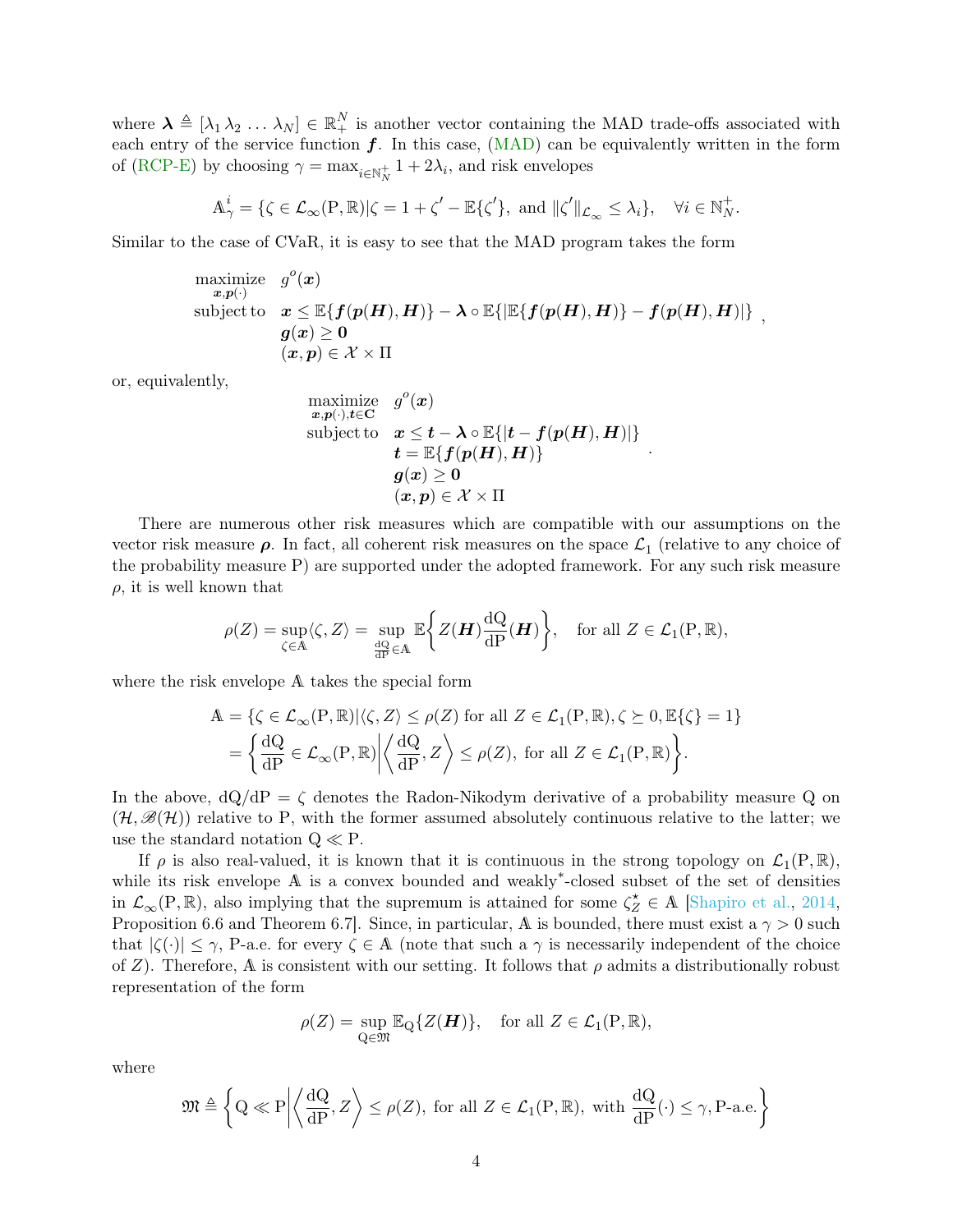where $\boldsymbol{\lambda} \triangleq [\lambda_1\, \lambda_2\, \ldots\, \lambda_N] \in \mathbb{R}_+^N$ is another vector containing the MAD trade-offs associated with each entry of the service function $\boldsymbol{f}$. In this case, (MAD) can be equivalently written in the form of (RCP-E) by choosing $\gamma = \max_{i \in \mathbb{N}_N^+} 1 + 2\lambda_i$, and risk envelopes

$$\mathbb{A}_\gamma^i = \{\zeta \in \mathcal{L}_\infty(\mathrm{P}, \mathbb{R}) | \zeta = 1 + \zeta' - \mathbb{E}\{\zeta'\}, \text{ and } \|\zeta'\|_{\mathcal{L}_\infty} \leq \lambda_i\}, \quad \forall i \in \mathbb{N}_N^+.$$

Similar to the case of CVaR, it is easy to see that the MAD program takes the form

$$\begin{array}{ll} \underset{\boldsymbol{x}, \boldsymbol{p}(\cdot)}{\text{maximize}} & g^o(\boldsymbol{x}) \\ \text{subject to} & \boldsymbol{x} \leq \mathbb{E}\{\boldsymbol{f}(\boldsymbol{p}(\boldsymbol{H}), \boldsymbol{H})\} - \boldsymbol{\lambda} \circ \mathbb{E}\{|\mathbb{E}\{\boldsymbol{f}(\boldsymbol{p}(\boldsymbol{H}), \boldsymbol{H})\} - \boldsymbol{f}(\boldsymbol{p}(\boldsymbol{H}), \boldsymbol{H})|\} \\ & \boldsymbol{g}(\boldsymbol{x}) \geq \boldsymbol{0} \\ & (\boldsymbol{x}, \boldsymbol{p}) \in \mathcal{X} \times \Pi \end{array},$$

or, equivalently,

$$\begin{array}{ll} \underset{\boldsymbol{x}, \boldsymbol{p}(\cdot), \boldsymbol{t} \in \mathbf{C}}{\text{maximize}} & g^o(\boldsymbol{x}) \\ \text{subject to} & \boldsymbol{x} \leq \boldsymbol{t} - \boldsymbol{\lambda} \circ \mathbb{E}\{|\boldsymbol{t} - \boldsymbol{f}(\boldsymbol{p}(\boldsymbol{H}), \boldsymbol{H})|\} \\ & \boldsymbol{t} = \mathbb{E}\{\boldsymbol{f}(\boldsymbol{p}(\boldsymbol{H}), \boldsymbol{H})\} \\ & \boldsymbol{g}(\boldsymbol{x}) \geq \boldsymbol{0} \\ & (\boldsymbol{x}, \boldsymbol{p}) \in \mathcal{X} \times \Pi \end{array}.$$

There are numerous other risk measures which are compatible with our assumptions on the vector risk measure $\boldsymbol{\rho}$. In fact, all coherent risk measures on the space $\mathcal{L}_1$ (relative to any choice of the probability measure P) are supported under the adopted framework. For any such risk measure $\rho$, it is well known that

$$\rho(Z) = \sup_{\zeta \in \mathbb{A}} \langle \zeta, Z \rangle = \sup_{\frac{\mathrm{dQ}}{\mathrm{dP}} \in \mathbb{A}} \mathbb{E}\left\{ Z(\boldsymbol{H}) \frac{\mathrm{dQ}}{\mathrm{dP}}(\boldsymbol{H}) \right\}, \quad \text{for all } Z \in \mathcal{L}_1(\mathrm{P}, \mathbb{R}),$$

where the risk envelope $\mathbb{A}$ takes the special form

$$\begin{aligned} \mathbb{A} &= \{\zeta \in \mathcal{L}_\infty(\mathrm{P}, \mathbb{R}) | \langle \zeta, Z \rangle \leq \rho(Z) \text{ for all } Z \in \mathcal{L}_1(\mathrm{P}, \mathbb{R}), \zeta \succeq 0, \mathbb{E}\{\zeta\} = 1\} \\ &= \left\{ \frac{\mathrm{dQ}}{\mathrm{dP}} \in \mathcal{L}_\infty(\mathrm{P}, \mathbb{R}) \middle| \left\langle \frac{\mathrm{dQ}}{\mathrm{dP}}, Z \right\rangle \leq \rho(Z), \text{ for all } Z \in \mathcal{L}_1(\mathrm{P}, \mathbb{R}) \right\}. \end{aligned}$$

In the above, $\mathrm{dQ}/\mathrm{dP} = \zeta$ denotes the Radon-Nikodym derivative of a probability measure Q on $(\mathcal{H}, \mathscr{B}(\mathcal{H}))$ relative to P, with the former assumed absolutely continuous relative to the latter; we use the standard notation $\mathrm{Q} \ll \mathrm{P}$.

If $\rho$ is also real-valued, it is known that it is continuous in the strong topology on $\mathcal{L}_1(\mathrm{P}, \mathbb{R})$, while its risk envelope $\mathbb{A}$ is a convex bounded and weakly*-closed subset of the set of densities in $\mathcal{L}_\infty(\mathrm{P}, \mathbb{R})$, also implying that the supremum is attained for some $\zeta_Z^\star \in \mathbb{A}$ [Shapiro et al., 2014, Proposition 6.6 and Theorem 6.7]. Since, in particular, $\mathbb{A}$ is bounded, there must exist a $\gamma > 0$ such that $|\zeta(\cdot)| \leq \gamma$, P-a.e. for every $\zeta \in \mathbb{A}$ (note that such a $\gamma$ is necessarily independent of the choice of $Z$). Therefore, $\mathbb{A}$ is consistent with our setting. It follows that $\rho$ admits a distributionally robust representation of the form

$$\rho(Z) = \sup_{\mathrm{Q} \in \mathfrak{M}} \mathbb{E}_{\mathrm{Q}}\{Z(\boldsymbol{H})\}, \quad \text{for all } Z \in \mathcal{L}_1(\mathrm{P}, \mathbb{R}),$$

where

$$\mathfrak{M} \triangleq \left\{ \mathrm{Q} \ll \mathrm{P} \middle| \left\langle \frac{\mathrm{dQ}}{\mathrm{dP}}, Z \right\rangle \leq \rho(Z), \text{ for all } Z \in \mathcal{L}_1(\mathrm{P}, \mathbb{R}), \text{ with } \frac{\mathrm{dQ}}{\mathrm{dP}}(\cdot) \leq \gamma, \text{P-a.e.} \right\}$$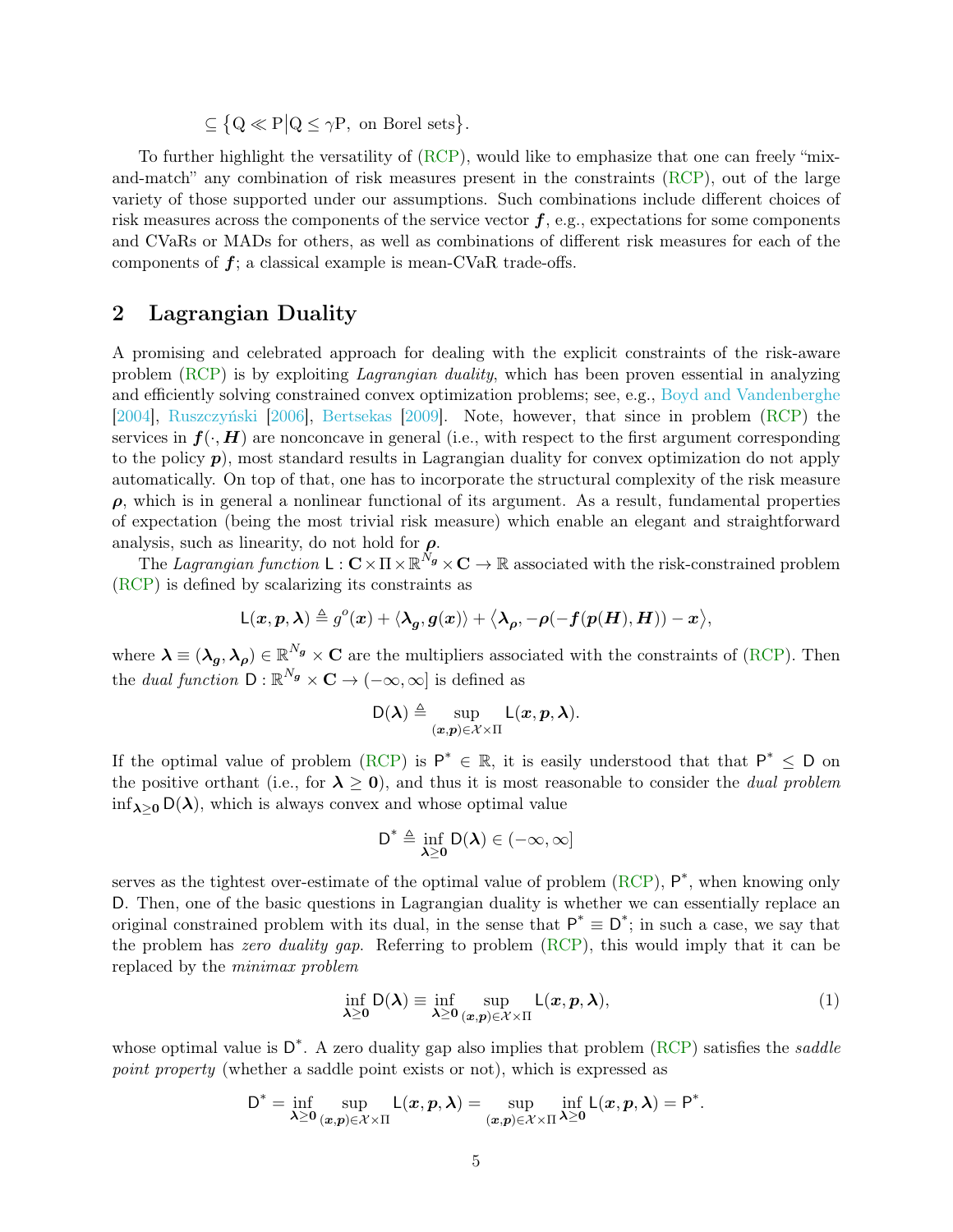$$\subseteq \left\{ \mathrm{Q} \ll \mathrm{P} \middle| \mathrm{Q} \leq \gamma \mathrm{P}, \text{ on Borel sets} \right\}.$$

To further highlight the versatility of (RCP), would like to emphasize that one can freely "mix-and-match" any combination of risk measures present in the constraints (RCP), out of the large variety of those supported under our assumptions. Such combinations include different choices of risk measures across the components of the service vector $\boldsymbol{f}$, e.g., expectations for some components and CVaRs or MADs for others, as well as combinations of different risk measures for each of the components of $\boldsymbol{f}$; a classical example is mean-CVaR trade-offs.

## 2 Lagrangian Duality

A promising and celebrated approach for dealing with the explicit constraints of the risk-aware problem (RCP) is by exploiting *Lagrangian duality*, which has been proven essential in analyzing and efficiently solving constrained convex optimization problems; see, e.g., Boyd and Vandenberghe [2004], Ruszczyński [2006], Bertsekas [2009]. Note, however, that since in problem (RCP) the services in $\boldsymbol{f}(\cdot, \boldsymbol{H})$ are nonconcave in general (i.e., with respect to the first argument corresponding to the policy $\boldsymbol{p}$), most standard results in Lagrangian duality for convex optimization do not apply automatically. On top of that, one has to incorporate the structural complexity of the risk measure $\boldsymbol{\rho}$, which is in general a nonlinear functional of its argument. As a result, fundamental properties of expectation (being the most trivial risk measure) which enable an elegant and straightforward analysis, such as linearity, do not hold for $\boldsymbol{\rho}$.

The *Lagrangian function* $\mathsf{L} : \mathbf{C} \times \Pi \times \mathbb{R}^{N_g} \times \mathbf{C} \to \mathbb{R}$ associated with the risk-constrained problem (RCP) is defined by scalarizing its constraints as

$$\mathsf{L}(\boldsymbol{x}, \boldsymbol{p}, \boldsymbol{\lambda}) \triangleq g^o(\boldsymbol{x}) + \langle \boldsymbol{\lambda}_{\boldsymbol{g}}, \boldsymbol{g}(\boldsymbol{x}) \rangle + \left\langle \boldsymbol{\lambda}_{\boldsymbol{\rho}}, -\boldsymbol{\rho}(-\boldsymbol{f}(\boldsymbol{p}(\boldsymbol{H}), \boldsymbol{H})) - \boldsymbol{x} \right\rangle,$$

where $\boldsymbol{\lambda} \equiv (\boldsymbol{\lambda}_{\boldsymbol{g}}, \boldsymbol{\lambda}_{\boldsymbol{\rho}}) \in \mathbb{R}^{N_g} \times \mathbf{C}$ are the multipliers associated with the constraints of (RCP). Then the *dual function* $\mathsf{D} : \mathbb{R}^{N_g} \times \mathbf{C} \to (-\infty, \infty]$ is defined as

$$\mathsf{D}(\boldsymbol{\lambda}) \triangleq \sup_{(\boldsymbol{x}, \boldsymbol{p}) \in \mathcal{X} \times \Pi} \mathsf{L}(\boldsymbol{x}, \boldsymbol{p}, \boldsymbol{\lambda}).$$

If the optimal value of problem (RCP) is $\mathsf{P}^* \in \mathbb{R}$, it is easily understood that that $\mathsf{P}^* \leq \mathsf{D}$ on the positive orthant (i.e., for $\boldsymbol{\lambda} \geq \boldsymbol{0}$), and thus it is most reasonable to consider the *dual problem* $\inf_{\boldsymbol{\lambda} \geq \boldsymbol{0}} \mathsf{D}(\boldsymbol{\lambda})$, which is always convex and whose optimal value

$$\mathsf{D}^* \triangleq \inf_{\boldsymbol{\lambda} \geq \boldsymbol{0}} \mathsf{D}(\boldsymbol{\lambda}) \in (-\infty, \infty]$$

serves as the tightest over-estimate of the optimal value of problem (RCP), $\mathsf{P}^*$, when knowing only $\mathsf{D}$. Then, one of the basic questions in Lagrangian duality is whether we can essentially replace an original constrained problem with its dual, in the sense that $\mathsf{P}^* \equiv \mathsf{D}^*$; in such a case, we say that the problem has *zero duality gap*. Referring to problem (RCP), this would imply that it can be replaced by the *minimax problem*

$$\inf_{\boldsymbol{\lambda} \geq \boldsymbol{0}} \mathsf{D}(\boldsymbol{\lambda}) \equiv \inf_{\boldsymbol{\lambda} \geq \boldsymbol{0}} \sup_{(\boldsymbol{x}, \boldsymbol{p}) \in \mathcal{X} \times \Pi} \mathsf{L}(\boldsymbol{x}, \boldsymbol{p}, \boldsymbol{\lambda}), \tag{1}$$

whose optimal value is $\mathsf{D}^*$. A zero duality gap also implies that problem (RCP) satisfies the *saddle point property* (whether a saddle point exists or not), which is expressed as

$$\mathsf{D}^* = \inf_{\boldsymbol{\lambda} \geq \boldsymbol{0}} \sup_{(\boldsymbol{x}, \boldsymbol{p}) \in \mathcal{X} \times \Pi} \mathsf{L}(\boldsymbol{x}, \boldsymbol{p}, \boldsymbol{\lambda}) = \sup_{(\boldsymbol{x}, \boldsymbol{p}) \in \mathcal{X} \times \Pi} \inf_{\boldsymbol{\lambda} \geq \boldsymbol{0}} \mathsf{L}(\boldsymbol{x}, \boldsymbol{p}, \boldsymbol{\lambda}) = \mathsf{P}^*.$$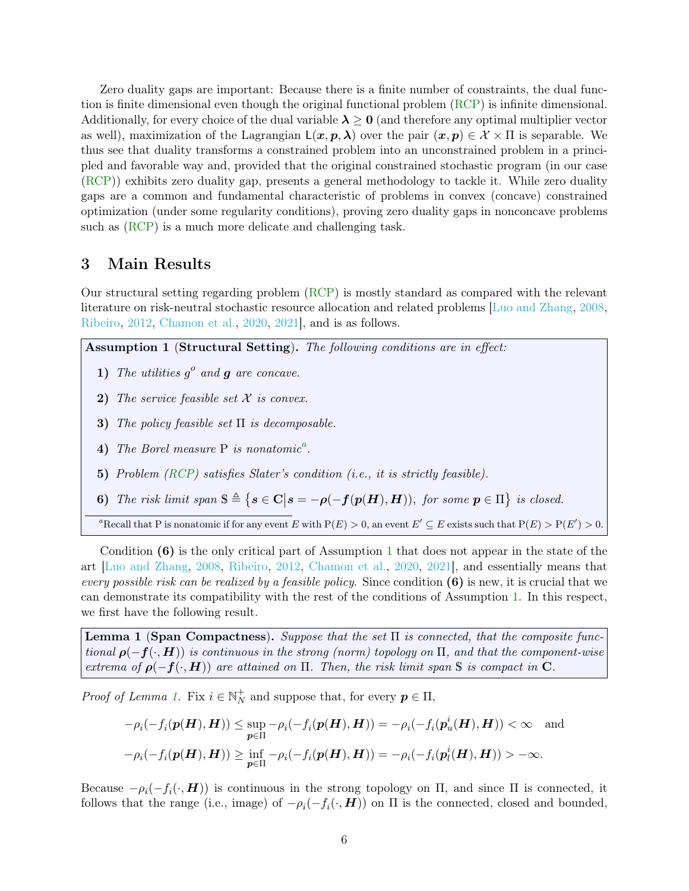Zero duality gaps are important: Because there is a finite number of constraints, the dual function is finite dimensional even though the original functional problem (RCP) is infinite dimensional. Additionally, for every choice of the dual variable $\boldsymbol{\lambda} \geq \mathbf{0}$ (and therefore any optimal multiplier vector as well), maximization of the Lagrangian $\mathsf{L}(\boldsymbol{x}, \boldsymbol{p}, \boldsymbol{\lambda})$ over the pair $(\boldsymbol{x}, \boldsymbol{p}) \in \mathcal{X} \times \Pi$ is separable. We thus see that duality transforms a constrained problem into an unconstrained problem in a principled and favorable way and, provided that the original constrained stochastic program (in our case (RCP)) exhibits zero duality gap, presents a general methodology to tackle it. While zero duality gaps are a common and fundamental characteristic of problems in convex (concave) constrained optimization (under some regularity conditions), proving zero duality gaps in nonconcave problems such as (RCP) is a much more delicate and challenging task.

# 3 Main Results

Our structural setting regarding problem (RCP) is mostly standard as compared with the relevant literature on risk-neutral stochastic resource allocation and related problems [Luo and Zhang, 2008, Ribeiro, 2012, Chamon et al., 2020, 2021], and is as follows.

**Assumption 1 (Structural Setting).** *The following conditions are in effect:*

1. *The utilities $g^o$ and $\boldsymbol{g}$ are concave.*
2. *The service feasible set $\mathcal{X}$ is convex.*
3. *The policy feasible set $\Pi$ is decomposable.*
4. *The Borel measure $\mathrm{P}$ is nonatomic*[a]*.*
5. *Problem (RCP) satisfies Slater's condition (i.e., it is strictly feasible).*
6. *The risk limit span $\$ \triangleq \left\{ \boldsymbol{s} \in \mathbf{C} \middle| \boldsymbol{s} = -\boldsymbol{\rho}(-\boldsymbol{f}(\boldsymbol{p}(\boldsymbol{H}), \boldsymbol{H})),\ \text{for some } \boldsymbol{p} \in \Pi \right\}$ is closed.*

[a] Recall that $\mathrm{P}$ is nonatomic if for any event $E$ with $\mathrm{P}(E) > 0$, an event $E' \subseteq E$ exists such that $\mathrm{P}(E) > \mathrm{P}(E') > 0$.

Condition **(6)** is the only critical part of Assumption 1 that does not appear in the state of the art [Luo and Zhang, 2008, Ribeiro, 2012, Chamon et al., 2020, 2021], and essentially means that *every possible risk can be realized by a feasible policy*. Since condition **(6)** is new, it is crucial that we can demonstrate its compatibility with the rest of the conditions of Assumption 1. In this respect, we first have the following result.

**Lemma 1 (Span Compactness).** *Suppose that the set $\Pi$ is connected, that the composite functional $\boldsymbol{\rho}(-\boldsymbol{f}(\cdot, \boldsymbol{H}))$ is continuous in the strong (norm) topology on $\Pi$, and that the component-wise extrema of $\boldsymbol{\rho}(-\boldsymbol{f}(\cdot, \boldsymbol{H}))$ are attained on $\Pi$. Then, the risk limit span $\$$ is compact in $\mathbf{C}$.*

*Proof of Lemma 1.* Fix $i \in \mathbb{N}_N^+$ and suppose that, for every $\boldsymbol{p} \in \Pi$,

$$
\begin{aligned}
-\rho_i(-f_i(\boldsymbol{p}(\boldsymbol{H}), \boldsymbol{H})) &\leq \sup_{\boldsymbol{p} \in \Pi} -\rho_i(-f_i(\boldsymbol{p}(\boldsymbol{H}), \boldsymbol{H})) = -\rho_i(-f_i(\boldsymbol{p}_u^i(\boldsymbol{H}), \boldsymbol{H})) < \infty \quad \text{and} \\
-\rho_i(-f_i(\boldsymbol{p}(\boldsymbol{H}), \boldsymbol{H})) &\geq \inf_{\boldsymbol{p} \in \Pi} -\rho_i(-f_i(\boldsymbol{p}(\boldsymbol{H}), \boldsymbol{H})) = -\rho_i(-f_i(\boldsymbol{p}_l^i(\boldsymbol{H}), \boldsymbol{H})) > -\infty.
\end{aligned}
$$

Because $-\rho_i(-f_i(\cdot, \boldsymbol{H}))$ is continuous in the strong topology on $\Pi$, and since $\Pi$ is connected, it follows that the range (i.e., image) of $-\rho_i(-f_i(\cdot, \boldsymbol{H}))$ on $\Pi$ is the connected, closed and bounded,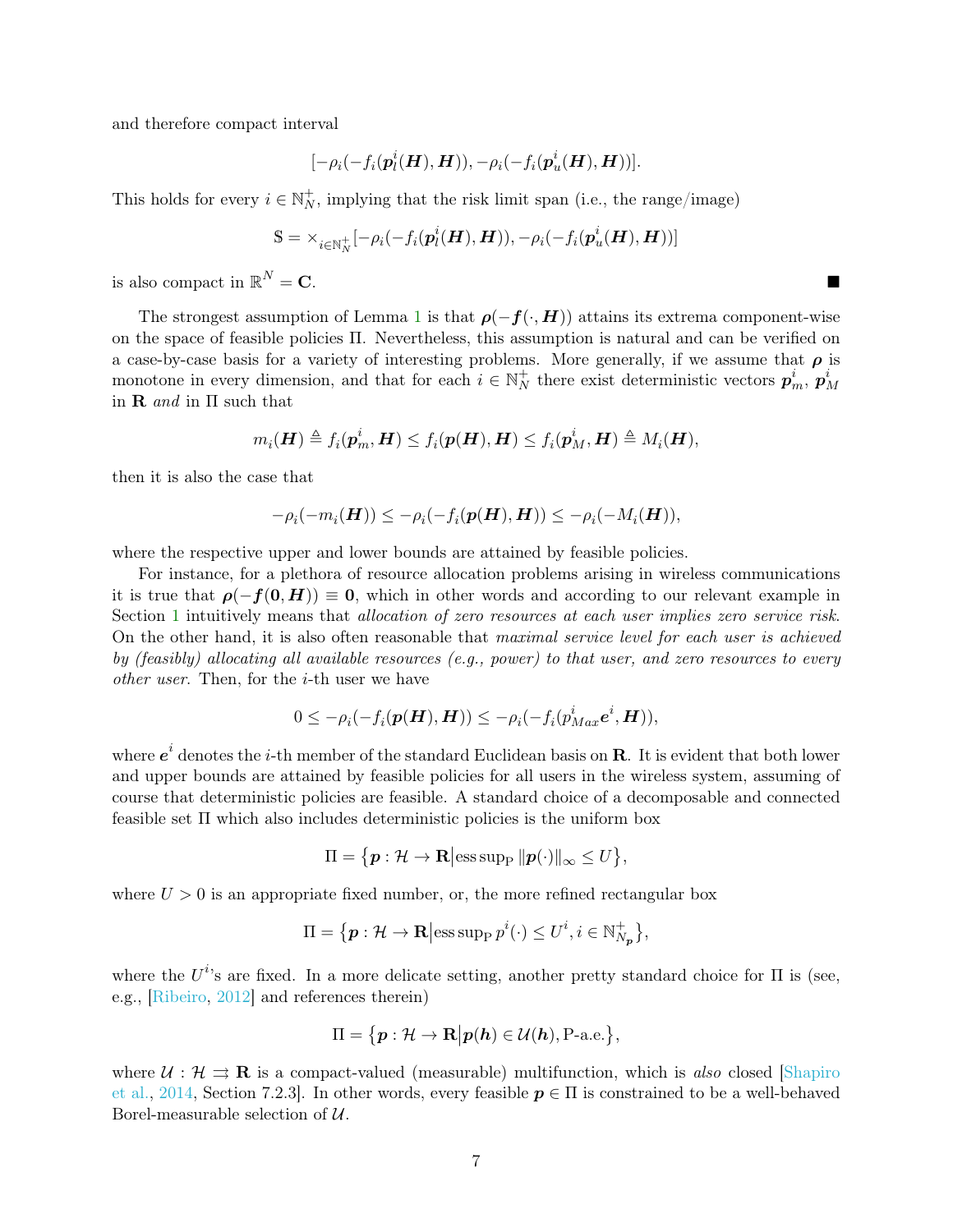and therefore compact interval

$$[-\rho_i(-f_i(\boldsymbol{p}_l^i(\boldsymbol{H}), \boldsymbol{H})), -\rho_i(-f_i(\boldsymbol{p}_u^i(\boldsymbol{H}), \boldsymbol{H}))].$$

This holds for every $i \in \mathbb{N}_N^+$, implying that the risk limit span (i.e., the range/image)

$$\$ = \times_{i \in \mathbb{N}_N^+} [-\rho_i(-f_i(\boldsymbol{p}_l^i(\boldsymbol{H}), \boldsymbol{H})), -\rho_i(-f_i(\boldsymbol{p}_u^i(\boldsymbol{H}), \boldsymbol{H}))]$$

is also compact in $\mathbb{R}^N = \mathbf{C}$. ■

The strongest assumption of Lemma 1 is that $\boldsymbol{\rho}(-\boldsymbol{f}(\cdot, \boldsymbol{H}))$ attains its extrema component-wise on the space of feasible policies $\Pi$. Nevertheless, this assumption is natural and can be verified on a case-by-case basis for a variety of interesting problems. More generally, if we assume that $\boldsymbol{\rho}$ is monotone in every dimension, and that for each $i \in \mathbb{N}_N^+$ there exist deterministic vectors $\boldsymbol{p}_m^i$, $\boldsymbol{p}_M^i$ in $\mathbf{R}$ *and* in $\Pi$ such that

$$m_i(\boldsymbol{H}) \triangleq f_i(\boldsymbol{p}_m^i, \boldsymbol{H}) \leq f_i(\boldsymbol{p}(\boldsymbol{H}), \boldsymbol{H}) \leq f_i(\boldsymbol{p}_M^i, \boldsymbol{H}) \triangleq M_i(\boldsymbol{H}),$$

then it is also the case that

$$-\rho_i(-m_i(\boldsymbol{H})) \leq -\rho_i(-f_i(\boldsymbol{p}(\boldsymbol{H}), \boldsymbol{H})) \leq -\rho_i(-M_i(\boldsymbol{H})),$$

where the respective upper and lower bounds are attained by feasible policies.

For instance, for a plethora of resource allocation problems arising in wireless communications it is true that $\boldsymbol{\rho}(-\boldsymbol{f}(\boldsymbol{0}, \boldsymbol{H})) \equiv \boldsymbol{0}$, which in other words and according to our relevant example in Section 1 intuitively means that *allocation of zero resources at each user implies zero service risk*. On the other hand, it is also often reasonable that *maximal service level for each user is achieved by (feasibly) allocating all available resources (e.g., power) to that user, and zero resources to every other user*. Then, for the $i$-th user we have

$$0 \leq -\rho_i(-f_i(\boldsymbol{p}(\boldsymbol{H}), \boldsymbol{H})) \leq -\rho_i(-f_i(p_{Max}^i \boldsymbol{e}^i, \boldsymbol{H})),$$

where $\boldsymbol{e}^i$ denotes the $i$-th member of the standard Euclidean basis on $\mathbf{R}$. It is evident that both lower and upper bounds are attained by feasible policies for all users in the wireless system, assuming of course that deterministic policies are feasible. A standard choice of a decomposable and connected feasible set $\Pi$ which also includes deterministic policies is the uniform box

$$\Pi = \{\boldsymbol{p} : \mathcal{H} \to \mathbf{R} | \operatorname{ess\,sup}_{\mathrm{P}} \|\boldsymbol{p}(\cdot)\|_\infty \leq U\},$$

where $U > 0$ is an appropriate fixed number, or, the more refined rectangular box

$$\Pi = \{\boldsymbol{p} : \mathcal{H} \to \mathbf{R} | \operatorname{ess\,sup}_{\mathrm{P}} p^i(\cdot) \leq U^i, i \in \mathbb{N}_{N_{\boldsymbol{p}}}^+\},$$

where the $U^i$'s are fixed. In a more delicate setting, another pretty standard choice for $\Pi$ is (see, e.g., [Ribeiro, 2012] and references therein)

$$\Pi = \{\boldsymbol{p} : \mathcal{H} \to \mathbf{R} | \boldsymbol{p}(\boldsymbol{h}) \in \mathcal{U}(\boldsymbol{h}), \text{P-a.e.}\},$$

where $\mathcal{U} : \mathcal{H} \rightrightarrows \mathbf{R}$ is a compact-valued (measurable) multifunction, which is *also* closed [Shapiro et al., 2014, Section 7.2.3]. In other words, every feasible $\boldsymbol{p} \in \Pi$ is constrained to be a well-behaved Borel-measurable selection of $\mathcal{U}$.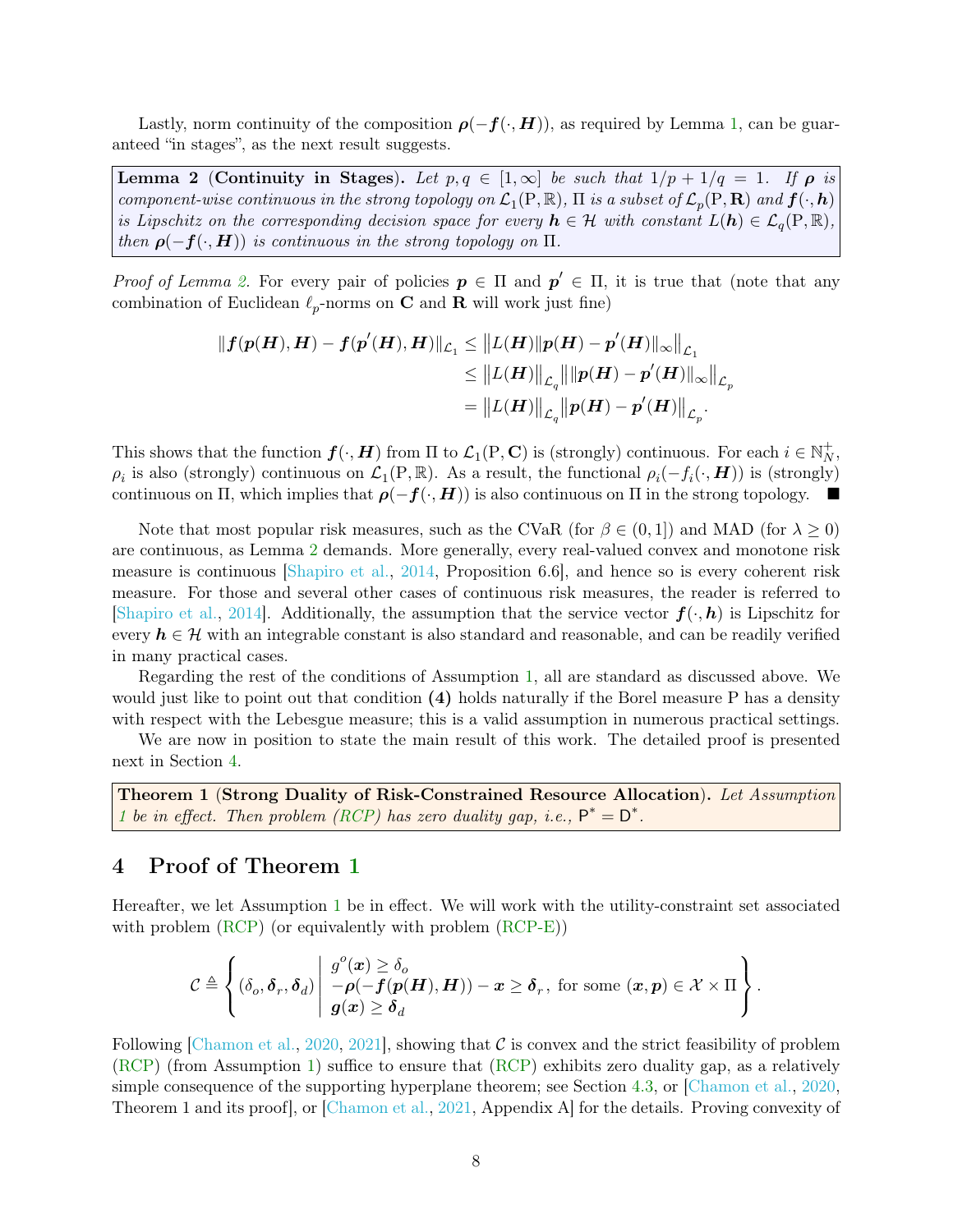Lastly, norm continuity of the composition $\boldsymbol{\rho}(-\boldsymbol{f}(\cdot, \boldsymbol{H}))$, as required by Lemma 1, can be guaranteed "in stages", as the next result suggests.

**Lemma 2 (Continuity in Stages).** *Let $p, q \in [1, \infty]$ be such that $1/p + 1/q = 1$. If $\boldsymbol{\rho}$ is component-wise continuous in the strong topology on $\mathcal{L}_1(\mathrm{P}, \mathbb{R})$, $\Pi$ is a subset of $\mathcal{L}_p(\mathrm{P}, \mathbf{R})$ and $\boldsymbol{f}(\cdot, \boldsymbol{h})$ is Lipschitz on the corresponding decision space for every $\boldsymbol{h} \in \mathcal{H}$ with constant $L(\boldsymbol{h}) \in \mathcal{L}_q(\mathrm{P}, \mathbb{R})$, then $\boldsymbol{\rho}(-\boldsymbol{f}(\cdot, \boldsymbol{H}))$ is continuous in the strong topology on $\Pi$.*

*Proof of Lemma 2.* For every pair of policies $\boldsymbol{p} \in \Pi$ and $\boldsymbol{p}' \in \Pi$, it is true that (note that any combination of Euclidean $\ell_p$-norms on $\mathbf{C}$ and $\mathbf{R}$ will work just fine)

$$
\begin{aligned}
\|\boldsymbol{f}(\boldsymbol{p}(\boldsymbol{H}), \boldsymbol{H}) - \boldsymbol{f}(\boldsymbol{p}'(\boldsymbol{H}), \boldsymbol{H})\|_{\mathcal{L}_1} &\le \big\| L(\boldsymbol{H}) \|\boldsymbol{p}(\boldsymbol{H}) - \boldsymbol{p}'(\boldsymbol{H})\|_\infty \big\|_{\mathcal{L}_1} \\
&\le \big\| L(\boldsymbol{H}) \big\|_{\mathcal{L}_q} \big\| \|\boldsymbol{p}(\boldsymbol{H}) - \boldsymbol{p}'(\boldsymbol{H})\|_\infty \big\|_{\mathcal{L}_p} \\
&= \big\| L(\boldsymbol{H}) \big\|_{\mathcal{L}_q} \big\| \boldsymbol{p}(\boldsymbol{H}) - \boldsymbol{p}'(\boldsymbol{H}) \big\|_{\mathcal{L}_p}.
\end{aligned}
$$

This shows that the function $\boldsymbol{f}(\cdot, \boldsymbol{H})$ from $\Pi$ to $\mathcal{L}_1(\mathrm{P}, \mathbf{C})$ is (strongly) continuous. For each $i \in \mathbb{N}_N^+$, $\rho_i$ is also (strongly) continuous on $\mathcal{L}_1(\mathrm{P}, \mathbb{R})$. As a result, the functional $\rho_i(-f_i(\cdot, \boldsymbol{H}))$ is (strongly) continuous on $\Pi$, which implies that $\boldsymbol{\rho}(-\boldsymbol{f}(\cdot, \boldsymbol{H}))$ is also continuous on $\Pi$ in the strong topology. ■

Note that most popular risk measures, such as the CVaR (for $\beta \in (0, 1]$) and MAD (for $\lambda \ge 0$) are continuous, as Lemma 2 demands. More generally, every real-valued convex and monotone risk measure is continuous [Shapiro et al., 2014, Proposition 6.6], and hence so is every coherent risk measure. For those and several other cases of continuous risk measures, the reader is referred to [Shapiro et al., 2014]. Additionally, the assumption that the service vector $\boldsymbol{f}(\cdot, \boldsymbol{h})$ is Lipschitz for every $\boldsymbol{h} \in \mathcal{H}$ with an integrable constant is also standard and reasonable, and can be readily verified in many practical cases.

Regarding the rest of the conditions of Assumption 1, all are standard as discussed above. We would just like to point out that condition **(4)** holds naturally if the Borel measure P has a density with respect with the Lebesgue measure; this is a valid assumption in numerous practical settings.

We are now in position to state the main result of this work. The detailed proof is presented next in Section 4.

**Theorem 1 (Strong Duality of Risk-Constrained Resource Allocation).** *Let Assumption 1 be in effect. Then problem (RCP) has zero duality gap, i.e., $\mathsf{P}^* = \mathsf{D}^*$.*

# 4 Proof of Theorem 1

Hereafter, we let Assumption 1 be in effect. We will work with the utility-constraint set associated with problem (RCP) (or equivalently with problem (RCP-E))

$$
\mathcal{C} \triangleq \left\{ (\delta_o, \boldsymbol{\delta}_r, \boldsymbol{\delta}_d) \;\middle|\; \begin{array}{l} g^o(\boldsymbol{x}) \ge \delta_o \\ -\boldsymbol{\rho}(-\boldsymbol{f}(\boldsymbol{p}(\boldsymbol{H}), \boldsymbol{H})) - \boldsymbol{x} \ge \boldsymbol{\delta}_r, \text{ for some } (\boldsymbol{x}, \boldsymbol{p}) \in \mathcal{X} \times \Pi \\ \boldsymbol{g}(\boldsymbol{x}) \ge \boldsymbol{\delta}_d \end{array} \right\}.
$$

Following [Chamon et al., 2020, 2021], showing that $\mathcal{C}$ is convex and the strict feasibility of problem (RCP) (from Assumption 1) suffice to ensure that (RCP) exhibits zero duality gap, as a relatively simple consequence of the supporting hyperplane theorem; see Section 4.3, or [Chamon et al., 2020, Theorem 1 and its proof], or [Chamon et al., 2021, Appendix A] for the details. Proving convexity of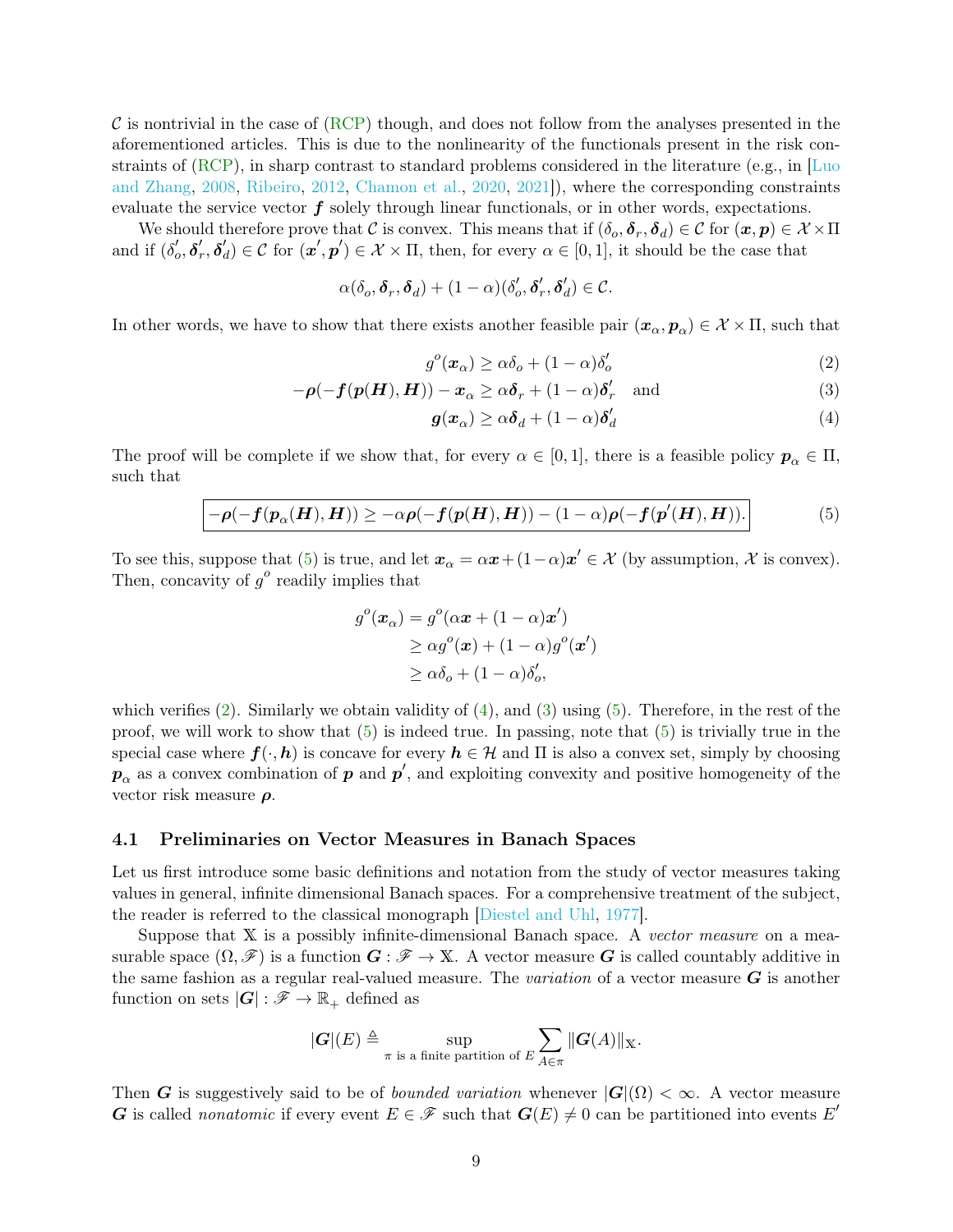$\mathcal{C}$ is nontrivial in the case of (RCP) though, and does not follow from the analyses presented in the aforementioned articles. This is due to the nonlinearity of the functionals present in the risk constraints of (RCP), in sharp contrast to standard problems considered in the literature (e.g., in [Luo and Zhang, 2008, Ribeiro, 2012, Chamon et al., 2020, 2021]), where the corresponding constraints evaluate the service vector $\boldsymbol{f}$ solely through linear functionals, or in other words, expectations.

We should therefore prove that $\mathcal{C}$ is convex. This means that if $(\delta_o, \boldsymbol{\delta}_r, \boldsymbol{\delta}_d) \in \mathcal{C}$ for $(\boldsymbol{x}, \boldsymbol{p}) \in \mathcal{X} \times \Pi$ and if $(\delta_o', \boldsymbol{\delta}_r', \boldsymbol{\delta}_d') \in \mathcal{C}$ for $(\boldsymbol{x}', \boldsymbol{p}') \in \mathcal{X} \times \Pi$, then, for every $\alpha \in [0,1]$, it should be the case that

$$\alpha(\delta_o, \boldsymbol{\delta}_r, \boldsymbol{\delta}_d) + (1-\alpha)(\delta_o', \boldsymbol{\delta}_r', \boldsymbol{\delta}_d') \in \mathcal{C}.$$

In other words, we have to show that there exists another feasible pair $(\boldsymbol{x}_\alpha, \boldsymbol{p}_\alpha) \in \mathcal{X} \times \Pi$, such that

$$g^o(\boldsymbol{x}_\alpha) \geq \alpha\delta_o + (1-\alpha)\delta_o' \tag{2}$$

$$-\boldsymbol{\rho}(-\boldsymbol{f}(\boldsymbol{p}(\boldsymbol{H}), \boldsymbol{H})) - \boldsymbol{x}_\alpha \geq \alpha\boldsymbol{\delta}_r + (1-\alpha)\boldsymbol{\delta}_r' \quad \text{and} \tag{3}$$

$$\boldsymbol{g}(\boldsymbol{x}_\alpha) \geq \alpha\boldsymbol{\delta}_d + (1-\alpha)\boldsymbol{\delta}_d' \tag{4}$$

The proof will be complete if we show that, for every $\alpha \in [0,1]$, there is a feasible policy $\boldsymbol{p}_\alpha \in \Pi$, such that

$$\boxed{-\boldsymbol{\rho}(-\boldsymbol{f}(\boldsymbol{p}_\alpha(\boldsymbol{H}), \boldsymbol{H})) \geq -\alpha\boldsymbol{\rho}(-\boldsymbol{f}(\boldsymbol{p}(\boldsymbol{H}), \boldsymbol{H})) - (1-\alpha)\boldsymbol{\rho}(-\boldsymbol{f}(\boldsymbol{p}'(\boldsymbol{H}), \boldsymbol{H})).} \tag{5}$$

To see this, suppose that (5) is true, and let $\boldsymbol{x}_\alpha = \alpha\boldsymbol{x} + (1-\alpha)\boldsymbol{x}' \in \mathcal{X}$ (by assumption, $\mathcal{X}$ is convex). Then, concavity of $g^o$ readily implies that

$$\begin{aligned}
g^o(\boldsymbol{x}_\alpha) &= g^o(\alpha\boldsymbol{x} + (1-\alpha)\boldsymbol{x}') \\
&\geq \alpha g^o(\boldsymbol{x}) + (1-\alpha)g^o(\boldsymbol{x}') \\
&\geq \alpha\delta_o + (1-\alpha)\delta_o',
\end{aligned}$$

which verifies (2). Similarly we obtain validity of (4), and (3) using (5). Therefore, in the rest of the proof, we will work to show that (5) is indeed true. In passing, note that (5) is trivially true in the special case where $\boldsymbol{f}(\cdot, \boldsymbol{h})$ is concave for every $\boldsymbol{h} \in \mathcal{H}$ and $\Pi$ is also a convex set, simply by choosing $\boldsymbol{p}_\alpha$ as a convex combination of $\boldsymbol{p}$ and $\boldsymbol{p}'$, and exploiting convexity and positive homogeneity of the vector risk measure $\boldsymbol{\rho}$.

### 4.1 Preliminaries on Vector Measures in Banach Spaces

Let us first introduce some basic definitions and notation from the study of vector measures taking values in general, infinite dimensional Banach spaces. For a comprehensive treatment of the subject, the reader is referred to the classical monograph [Diestel and Uhl, 1977].

Suppose that $\mathbb{X}$ is a possibly infinite-dimensional Banach space. A *vector measure* on a measurable space $(\Omega, \mathscr{F})$ is a function $\boldsymbol{G} : \mathscr{F} \to \mathbb{X}$. A vector measure $\boldsymbol{G}$ is called countably additive in the same fashion as a regular real-valued measure. The *variation* of a vector measure $\boldsymbol{G}$ is another function on sets $|\boldsymbol{G}| : \mathscr{F} \to \mathbb{R}_+$ defined as

$$|\boldsymbol{G}|(E) \triangleq \sup_{\pi \text{ is a finite partition of } E} \sum_{A \in \pi} \|\boldsymbol{G}(A)\|_{\mathbb{X}}.$$

Then $\boldsymbol{G}$ is suggestively said to be of *bounded variation* whenever $|\boldsymbol{G}|(\Omega) < \infty$. A vector measure $\boldsymbol{G}$ is called *nonatomic* if every event $E \in \mathscr{F}$ such that $\boldsymbol{G}(E) \neq 0$ can be partitioned into events $E'$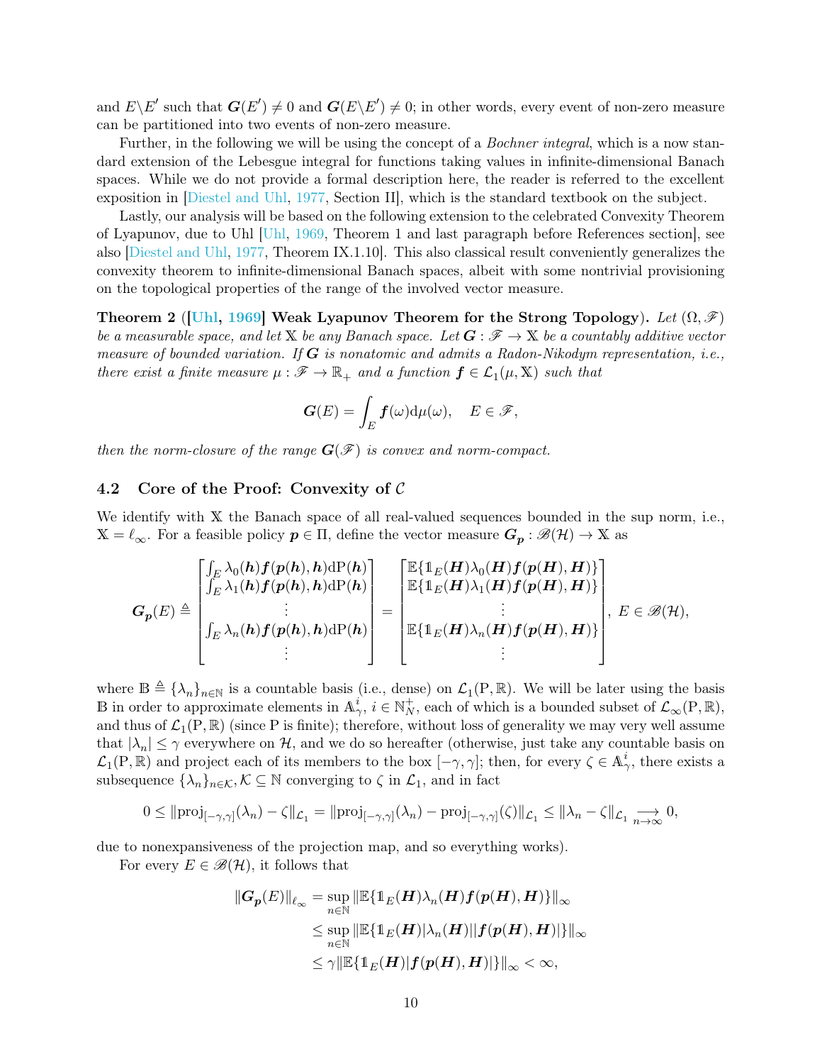and $E \backslash E'$ such that $\boldsymbol{G}(E') \neq 0$ and $\boldsymbol{G}(E \backslash E') \neq 0$; in other words, every event of non-zero measure can be partitioned into two events of non-zero measure.

Further, in the following we will be using the concept of a *Bochner integral*, which is a now standard extension of the Lebesgue integral for functions taking values in infinite-dimensional Banach spaces. While we do not provide a formal description here, the reader is referred to the excellent exposition in [Diestel and Uhl, 1977, Section II], which is the standard textbook on the subject.

Lastly, our analysis will be based on the following extension to the celebrated Convexity Theorem of Lyapunov, due to Uhl [Uhl, 1969, Theorem 1 and last paragraph before References section], see also [Diestel and Uhl, 1977, Theorem IX.1.10]. This also classical result conveniently generalizes the convexity theorem to infinite-dimensional Banach spaces, albeit with some nontrivial provisioning on the topological properties of the range of the involved vector measure.

**Theorem 2 ([Uhl, 1969] Weak Lyapunov Theorem for the Strong Topology).** *Let $(\Omega, \mathscr{F})$ be a measurable space, and let $\mathbb{X}$ be any Banach space. Let $\boldsymbol{G} : \mathscr{F} \to \mathbb{X}$ be a countably additive vector measure of bounded variation. If $\boldsymbol{G}$ is nonatomic and admits a Radon-Nikodym representation, i.e., there exist a finite measure $\mu : \mathscr{F} \to \mathbb{R}_+$ and a function $\boldsymbol{f} \in \mathcal{L}_1(\mu, \mathbb{X})$ such that*

$$\boldsymbol{G}(E) = \int_E \boldsymbol{f}(\omega) \mathrm{d}\mu(\omega), \quad E \in \mathscr{F},$$

*then the norm-closure of the range $\boldsymbol{G}(\mathscr{F})$ is convex and norm-compact.*

## 4.2 Core of the Proof: Convexity of $\mathcal{C}$

We identify with $\mathbb{X}$ the Banach space of all real-valued sequences bounded in the sup norm, i.e., $\mathbb{X} = \ell_\infty$. For a feasible policy $\boldsymbol{p} \in \Pi$, define the vector measure $\boldsymbol{G}_{\boldsymbol{p}} : \mathscr{B}(\mathcal{H}) \to \mathbb{X}$ as

$$\boldsymbol{G}_{\boldsymbol{p}}(E) \triangleq \begin{bmatrix} \int_E \lambda_0(\boldsymbol{h}) \boldsymbol{f}(\boldsymbol{p}(\boldsymbol{h}), \boldsymbol{h}) \mathrm{dP}(\boldsymbol{h}) \\ \int_E \lambda_1(\boldsymbol{h}) \boldsymbol{f}(\boldsymbol{p}(\boldsymbol{h}), \boldsymbol{h}) \mathrm{dP}(\boldsymbol{h}) \\ \vdots \\ \int_E \lambda_n(\boldsymbol{h}) \boldsymbol{f}(\boldsymbol{p}(\boldsymbol{h}), \boldsymbol{h}) \mathrm{dP}(\boldsymbol{h}) \\ \vdots \end{bmatrix} = \begin{bmatrix} \mathbb{E}\{\mathbb{1}_E(\boldsymbol{H}) \lambda_0(\boldsymbol{H}) \boldsymbol{f}(\boldsymbol{p}(\boldsymbol{H}), \boldsymbol{H})\} \\ \mathbb{E}\{\mathbb{1}_E(\boldsymbol{H}) \lambda_1(\boldsymbol{H}) \boldsymbol{f}(\boldsymbol{p}(\boldsymbol{H}), \boldsymbol{H})\} \\ \vdots \\ \mathbb{E}\{\mathbb{1}_E(\boldsymbol{H}) \lambda_n(\boldsymbol{H}) \boldsymbol{f}(\boldsymbol{p}(\boldsymbol{H}), \boldsymbol{H})\} \\ \vdots \end{bmatrix}, \ E \in \mathscr{B}(\mathcal{H}),$$

where $\mathbb{B} \triangleq \{\lambda_n\}_{n \in \mathbb{N}}$ is a countable basis (i.e., dense) on $\mathcal{L}_1(\mathrm{P}, \mathbb{R})$. We will be later using the basis $\mathbb{B}$ in order to approximate elements in $\mathbb{A}^i_\gamma$, $i \in \mathbb{N}^+_N$, each of which is a bounded subset of $\mathcal{L}_\infty(\mathrm{P}, \mathbb{R})$, and thus of $\mathcal{L}_1(\mathrm{P}, \mathbb{R})$ (since P is finite); therefore, without loss of generality we may very well assume that $|\lambda_n| \leq \gamma$ everywhere on $\mathcal{H}$, and we do so hereafter (otherwise, just take any countable basis on $\mathcal{L}_1(\mathrm{P}, \mathbb{R})$ and project each of its members to the box $[-\gamma, \gamma]$; then, for every $\zeta \in \mathbb{A}^i_\gamma$, there exists a subsequence $\{\lambda_n\}_{n \in \mathcal{K}}, \mathcal{K} \subseteq \mathbb{N}$ converging to $\zeta$ in $\mathcal{L}_1$, and in fact

$$0 \leq \|\mathrm{proj}_{[-\gamma,\gamma]}(\lambda_n) - \zeta\|_{\mathcal{L}_1} = \|\mathrm{proj}_{[-\gamma,\gamma]}(\lambda_n) - \mathrm{proj}_{[-\gamma,\gamma]}(\zeta)\|_{\mathcal{L}_1} \leq \|\lambda_n - \zeta\|_{\mathcal{L}_1} \underset{n \to \infty}{\longrightarrow} 0,$$

due to nonexpansiveness of the projection map, and so everything works).

For every $E \in \mathscr{B}(\mathcal{H})$, it follows that

$$\begin{aligned} \|\boldsymbol{G}_{\boldsymbol{p}}(E)\|_{\ell_\infty} &= \sup_{n \in \mathbb{N}} \|\mathbb{E}\{\mathbb{1}_E(\boldsymbol{H}) \lambda_n(\boldsymbol{H}) \boldsymbol{f}(\boldsymbol{p}(\boldsymbol{H}), \boldsymbol{H})\}\|_\infty \\ &\leq \sup_{n \in \mathbb{N}} \|\mathbb{E}\{\mathbb{1}_E(\boldsymbol{H}) |\lambda_n(\boldsymbol{H})| |\boldsymbol{f}(\boldsymbol{p}(\boldsymbol{H}), \boldsymbol{H})|\}\|_\infty \\ &\leq \gamma \|\mathbb{E}\{\mathbb{1}_E(\boldsymbol{H}) |\boldsymbol{f}(\boldsymbol{p}(\boldsymbol{H}), \boldsymbol{H})|\}\|_\infty < \infty, \end{aligned}$$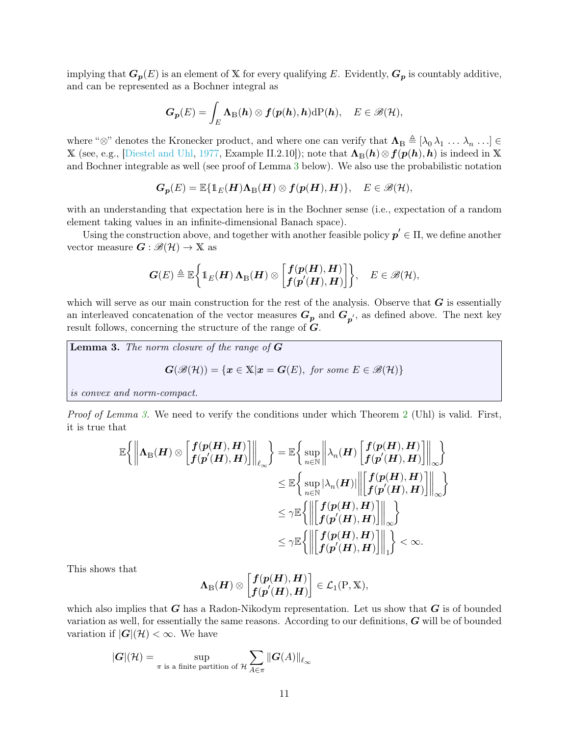implying that $\boldsymbol{G_p}(E)$ is an element of $\mathbb{X}$ for every qualifying $E$. Evidently, $\boldsymbol{G_p}$ is countably additive, and can be represented as a Bochner integral as

$$\boldsymbol{G_p}(E) = \int_E \boldsymbol{\Lambda}_{\mathbb{B}}(\boldsymbol{h}) \otimes \boldsymbol{f}(\boldsymbol{p}(\boldsymbol{h}), \boldsymbol{h}) \mathrm{dP}(\boldsymbol{h}), \quad E \in \mathscr{B}(\mathcal{H}),$$

where "$\otimes$" denotes the Kronecker product, and where one can verify that $\boldsymbol{\Lambda}_{\mathbb{B}} \triangleq [\lambda_0 \, \lambda_1 \, \ldots \, \lambda_n \, \ldots] \in \mathbb{X}$ (see, e.g., [Diestel and Uhl, 1977, Example II.2.10]); note that $\boldsymbol{\Lambda}_{\mathbb{B}}(\boldsymbol{h}) \otimes \boldsymbol{f}(\boldsymbol{p}(\boldsymbol{h}), \boldsymbol{h})$ is indeed in $\mathbb{X}$ and Bochner integrable as well (see proof of Lemma 3 below). We also use the probabilistic notation

$$\boldsymbol{G_p}(E) = \mathbb{E}\{\mathbb{1}_E(\boldsymbol{H}) \boldsymbol{\Lambda}_{\mathbb{B}}(\boldsymbol{H}) \otimes \boldsymbol{f}(\boldsymbol{p}(\boldsymbol{H}), \boldsymbol{H})\}, \quad E \in \mathscr{B}(\mathcal{H}),$$

with an understanding that expectation here is in the Bochner sense (i.e., expectation of a random element taking values in an infinite-dimensional Banach space).

Using the construction above, and together with another feasible policy $\boldsymbol{p}' \in \Pi$, we define another vector measure $\boldsymbol{G} : \mathscr{B}(\mathcal{H}) \to \mathbb{X}$ as

$$\boldsymbol{G}(E) \triangleq \mathbb{E}\left\{\mathbb{1}_E(\boldsymbol{H}) \, \boldsymbol{\Lambda}_{\mathbb{B}}(\boldsymbol{H}) \otimes \begin{bmatrix} \boldsymbol{f}(\boldsymbol{p}(\boldsymbol{H}), \boldsymbol{H}) \\ \boldsymbol{f}(\boldsymbol{p}'(\boldsymbol{H}), \boldsymbol{H}) \end{bmatrix}\right\}, \quad E \in \mathscr{B}(\mathcal{H}),$$

which will serve as our main construction for the rest of the analysis. Observe that $\boldsymbol{G}$ is essentially an interleaved concatenation of the vector measures $\boldsymbol{G_p}$ and $\boldsymbol{G_{p'}}$, as defined above. The next key result follows, concerning the structure of the range of $\boldsymbol{G}$.

**Lemma 3.** *The norm closure of the range of* $\boldsymbol{G}$

$$\boldsymbol{G}(\mathscr{B}(\mathcal{H})) = \{\boldsymbol{x} \in \mathbb{X} | \boldsymbol{x} = \boldsymbol{G}(E), \text{ for some } E \in \mathscr{B}(\mathcal{H})\}$$

*is convex and norm-compact.*

*Proof of Lemma 3.* We need to verify the conditions under which Theorem 2 (Uhl) is valid. First, it is true that

$$\begin{aligned}
\mathbb{E}\left\{\left\|\boldsymbol{\Lambda}_{\mathbb{B}}(\boldsymbol{H}) \otimes \begin{bmatrix} \boldsymbol{f}(\boldsymbol{p}(\boldsymbol{H}), \boldsymbol{H}) \\ \boldsymbol{f}(\boldsymbol{p}'(\boldsymbol{H}), \boldsymbol{H}) \end{bmatrix}\right\|_{\ell_\infty}\right\} &= \mathbb{E}\left\{\sup_{n \in \mathbb{N}} \left\|\lambda_n(\boldsymbol{H}) \begin{bmatrix} \boldsymbol{f}(\boldsymbol{p}(\boldsymbol{H}), \boldsymbol{H}) \\ \boldsymbol{f}(\boldsymbol{p}'(\boldsymbol{H}), \boldsymbol{H}) \end{bmatrix}\right\|_\infty\right\} \\
&\le \mathbb{E}\left\{\sup_{n \in \mathbb{N}} |\lambda_n(\boldsymbol{H})| \left\|\begin{bmatrix} \boldsymbol{f}(\boldsymbol{p}(\boldsymbol{H}), \boldsymbol{H}) \\ \boldsymbol{f}(\boldsymbol{p}'(\boldsymbol{H}), \boldsymbol{H}) \end{bmatrix}\right\|_\infty\right\} \\
&\le \gamma \mathbb{E}\left\{\left\|\begin{bmatrix} \boldsymbol{f}(\boldsymbol{p}(\boldsymbol{H}), \boldsymbol{H}) \\ \boldsymbol{f}(\boldsymbol{p}'(\boldsymbol{H}), \boldsymbol{H}) \end{bmatrix}\right\|_\infty\right\} \\
&\le \gamma \mathbb{E}\left\{\left\|\begin{bmatrix} \boldsymbol{f}(\boldsymbol{p}(\boldsymbol{H}), \boldsymbol{H}) \\ \boldsymbol{f}(\boldsymbol{p}'(\boldsymbol{H}), \boldsymbol{H}) \end{bmatrix}\right\|_1\right\} < \infty.
\end{aligned}$$

This shows that

$$\boldsymbol{\Lambda}_{\mathbb{B}}(\boldsymbol{H}) \otimes \begin{bmatrix} \boldsymbol{f}(\boldsymbol{p}(\boldsymbol{H}), \boldsymbol{H}) \\ \boldsymbol{f}(\boldsymbol{p}'(\boldsymbol{H}), \boldsymbol{H}) \end{bmatrix} \in \mathcal{L}_1(\mathrm{P}, \mathbb{X}),$$

which also implies that $\boldsymbol{G}$ has a Radon-Nikodym representation. Let us show that $\boldsymbol{G}$ is of bounded variation as well, for essentially the same reasons. According to our definitions, $\boldsymbol{G}$ will be of bounded variation if $|\boldsymbol{G}|(\mathcal{H}) < \infty$. We have

$$|\boldsymbol{G}|(\mathcal{H}) = \sup_{\pi \text{ is a finite partition of } \mathcal{H}} \sum_{A \in \pi} \|\boldsymbol{G}(A)\|_{\ell_\infty}$$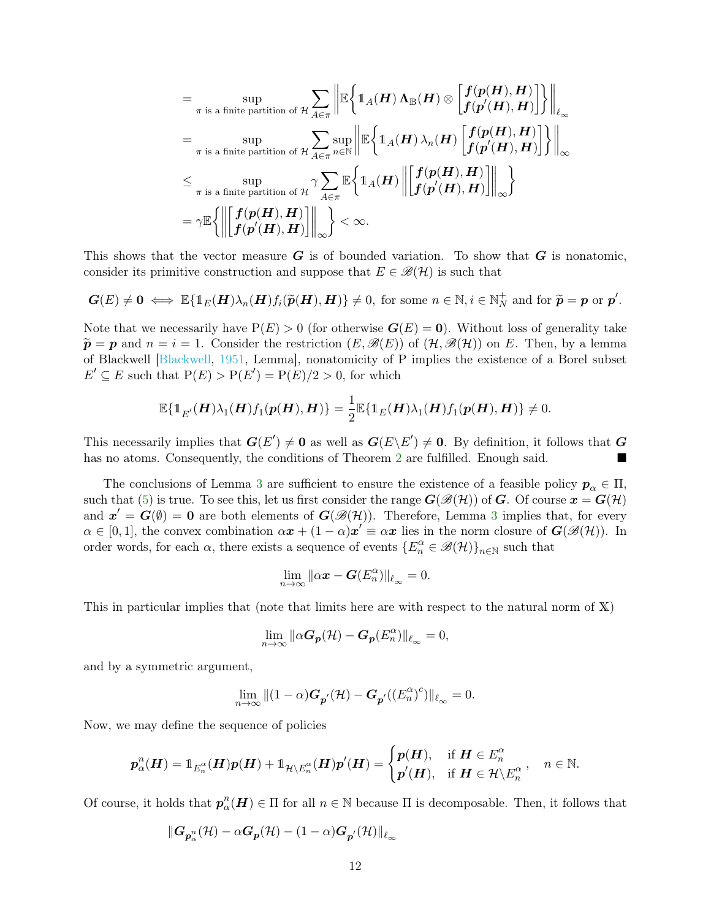$$
\begin{aligned}
&= \sup_{\pi \text{ is a finite partition of } \mathcal{H}} \sum_{A \in \pi} \left\| \mathbb{E}\left\{ \mathbb{1}_A(\boldsymbol{H})\, \boldsymbol{\Lambda}_{\mathbb{B}}(\boldsymbol{H}) \otimes \begin{bmatrix} \boldsymbol{f}(\boldsymbol{p}(\boldsymbol{H}), \boldsymbol{H}) \\ \boldsymbol{f}(\boldsymbol{p}'(\boldsymbol{H}), \boldsymbol{H}) \end{bmatrix} \right\} \right\|_{\ell_\infty} \\
&= \sup_{\pi \text{ is a finite partition of } \mathcal{H}} \sum_{A \in \pi} \sup_{n \in \mathbb{N}} \left\| \mathbb{E}\left\{ \mathbb{1}_A(\boldsymbol{H})\, \lambda_n(\boldsymbol{H}) \begin{bmatrix} \boldsymbol{f}(\boldsymbol{p}(\boldsymbol{H}), \boldsymbol{H}) \\ \boldsymbol{f}(\boldsymbol{p}'(\boldsymbol{H}), \boldsymbol{H}) \end{bmatrix} \right\} \right\|_{\infty} \\
&\le \sup_{\pi \text{ is a finite partition of } \mathcal{H}} \gamma \sum_{A \in \pi} \mathbb{E}\left\{ \mathbb{1}_A(\boldsymbol{H}) \left\| \begin{bmatrix} \boldsymbol{f}(\boldsymbol{p}(\boldsymbol{H}), \boldsymbol{H}) \\ \boldsymbol{f}(\boldsymbol{p}'(\boldsymbol{H}), \boldsymbol{H}) \end{bmatrix} \right\|_{\infty} \right\} \\
&= \gamma \mathbb{E}\left\{ \left\| \begin{bmatrix} \boldsymbol{f}(\boldsymbol{p}(\boldsymbol{H}), \boldsymbol{H}) \\ \boldsymbol{f}(\boldsymbol{p}'(\boldsymbol{H}), \boldsymbol{H}) \end{bmatrix} \right\|_{\infty} \right\} < \infty.
\end{aligned}
$$

This shows that the vector measure $\boldsymbol{G}$ is of bounded variation. To show that $\boldsymbol{G}$ is nonatomic, consider its primitive construction and suppose that $E \in \mathscr{B}(\mathcal{H})$ is such that

$$
\boldsymbol{G}(E) \neq \boldsymbol{0} \iff \mathbb{E}\{\mathbb{1}_E(\boldsymbol{H})\lambda_n(\boldsymbol{H}) f_i(\widetilde{\boldsymbol{p}}(\boldsymbol{H}), \boldsymbol{H})\} \neq 0, \text{ for some } n \in \mathbb{N}, i \in \mathbb{N}_N^+ \text{ and for } \widetilde{\boldsymbol{p}} = \boldsymbol{p} \text{ or } \boldsymbol{p}'.
$$

Note that we necessarily have $\mathrm{P}(E) > 0$ (for otherwise $\boldsymbol{G}(E) = \boldsymbol{0}$). Without loss of generality take $\widetilde{\boldsymbol{p}} = \boldsymbol{p}$ and $n = i = 1$. Consider the restriction $(E, \mathscr{B}(E))$ of $(\mathcal{H}, \mathscr{B}(\mathcal{H}))$ on $E$. Then, by a lemma of Blackwell [Blackwell, 1951, Lemma], nonatomicity of P implies the existence of a Borel subset $E' \subseteq E$ such that $\mathrm{P}(E) > \mathrm{P}(E') = \mathrm{P}(E)/2 > 0$, for which

$$
\mathbb{E}\{\mathbb{1}_{E'}(\boldsymbol{H})\lambda_1(\boldsymbol{H}) f_1(\boldsymbol{p}(\boldsymbol{H}), \boldsymbol{H})\} = \frac{1}{2}\mathbb{E}\{\mathbb{1}_E(\boldsymbol{H})\lambda_1(\boldsymbol{H}) f_1(\boldsymbol{p}(\boldsymbol{H}), \boldsymbol{H})\} \neq 0.
$$

This necessarily implies that $\boldsymbol{G}(E') \neq \boldsymbol{0}$ as well as $\boldsymbol{G}(E \backslash E') \neq \boldsymbol{0}$. By definition, it follows that $\boldsymbol{G}$ has no atoms. Consequently, the conditions of Theorem 2 are fulfilled. Enough said. ■

The conclusions of Lemma 3 are sufficient to ensure the existence of a feasible policy $\boldsymbol{p}_\alpha \in \Pi$, such that (5) is true. To see this, let us first consider the range $\boldsymbol{G}(\mathscr{B}(\mathcal{H}))$ of $\boldsymbol{G}$. Of course $\boldsymbol{x} = \boldsymbol{G}(\mathcal{H})$ and $\boldsymbol{x}' = \boldsymbol{G}(\emptyset) = \boldsymbol{0}$ are both elements of $\boldsymbol{G}(\mathscr{B}(\mathcal{H}))$. Therefore, Lemma 3 implies that, for every $\alpha \in [0,1]$, the convex combination $\alpha\boldsymbol{x} + (1-\alpha)\boldsymbol{x}' \equiv \alpha\boldsymbol{x}$ lies in the norm closure of $\boldsymbol{G}(\mathscr{B}(\mathcal{H}))$. In order words, for each $\alpha$, there exists a sequence of events $\{E_n^\alpha \in \mathscr{B}(\mathcal{H})\}_{n \in \mathbb{N}}$ such that

$$
\lim_{n \to \infty} \|\alpha\boldsymbol{x} - \boldsymbol{G}(E_n^\alpha)\|_{\ell_\infty} = 0.
$$

This in particular implies that (note that limits here are with respect to the natural norm of $\mathbb{X}$)

$$
\lim_{n \to \infty} \|\alpha\boldsymbol{G}_{\boldsymbol{p}}(\mathcal{H}) - \boldsymbol{G}_{\boldsymbol{p}}(E_n^\alpha)\|_{\ell_\infty} = 0,
$$

and by a symmetric argument,

$$
\lim_{n \to \infty} \|(1-\alpha)\boldsymbol{G}_{\boldsymbol{p}'}(\mathcal{H}) - \boldsymbol{G}_{\boldsymbol{p}'}((E_n^\alpha)^c)\|_{\ell_\infty} = 0.
$$

Now, we may define the sequence of policies

$$
\boldsymbol{p}_\alpha^n(\boldsymbol{H}) = \mathbb{1}_{E_n^\alpha}(\boldsymbol{H})\boldsymbol{p}(\boldsymbol{H}) + \mathbb{1}_{\mathcal{H}\backslash E_n^\alpha}(\boldsymbol{H})\boldsymbol{p}'(\boldsymbol{H}) = \begin{cases} \boldsymbol{p}(\boldsymbol{H}), & \text{if } \boldsymbol{H} \in E_n^\alpha \\ \boldsymbol{p}'(\boldsymbol{H}), & \text{if } \boldsymbol{H} \in \mathcal{H}\backslash E_n^\alpha \end{cases}, \quad n \in \mathbb{N}.
$$

Of course, it holds that $\boldsymbol{p}_\alpha^n(\boldsymbol{H}) \in \Pi$ for all $n \in \mathbb{N}$ because $\Pi$ is decomposable. Then, it follows that

$$
\|\boldsymbol{G}_{\boldsymbol{p}_\alpha^n}(\mathcal{H}) - \alpha\boldsymbol{G}_{\boldsymbol{p}}(\mathcal{H}) - (1-\alpha)\boldsymbol{G}_{\boldsymbol{p}'}(\mathcal{H})\|_{\ell_\infty}
$$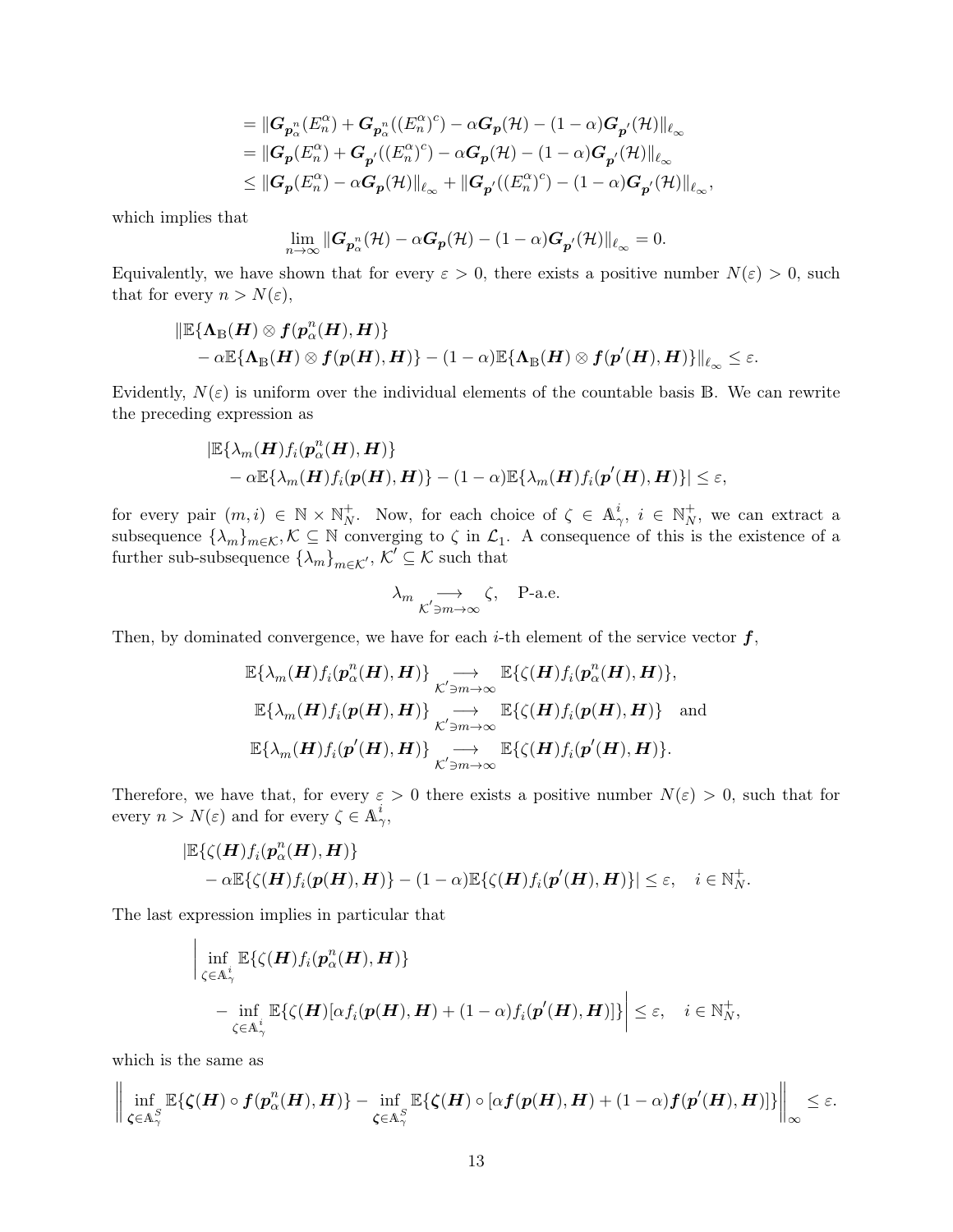$$
\begin{aligned}
&= \|\boldsymbol{G}_{\boldsymbol{p}_\alpha^n}(E_n^\alpha) + \boldsymbol{G}_{\boldsymbol{p}_\alpha^n}((E_n^\alpha)^c) - \alpha \boldsymbol{G}_{\boldsymbol{p}}(\mathcal{H}) - (1-\alpha)\boldsymbol{G}_{\boldsymbol{p}'}(\mathcal{H})\|_{\ell_\infty} \\
&= \|\boldsymbol{G}_{\boldsymbol{p}}(E_n^\alpha) + \boldsymbol{G}_{\boldsymbol{p}'}((E_n^\alpha)^c) - \alpha \boldsymbol{G}_{\boldsymbol{p}}(\mathcal{H}) - (1-\alpha)\boldsymbol{G}_{\boldsymbol{p}'}(\mathcal{H})\|_{\ell_\infty} \\
&\leq \|\boldsymbol{G}_{\boldsymbol{p}}(E_n^\alpha) - \alpha \boldsymbol{G}_{\boldsymbol{p}}(\mathcal{H})\|_{\ell_\infty} + \|\boldsymbol{G}_{\boldsymbol{p}'}((E_n^\alpha)^c) - (1-\alpha)\boldsymbol{G}_{\boldsymbol{p}'}(\mathcal{H})\|_{\ell_\infty},
\end{aligned}
$$

which implies that

$$
\lim_{n\to\infty} \|\boldsymbol{G}_{\boldsymbol{p}_\alpha^n}(\mathcal{H}) - \alpha \boldsymbol{G}_{\boldsymbol{p}}(\mathcal{H}) - (1-\alpha)\boldsymbol{G}_{\boldsymbol{p}'}(\mathcal{H})\|_{\ell_\infty} = 0.
$$

Equivalently, we have shown that for every $\varepsilon > 0$, there exists a positive number $N(\varepsilon) > 0$, such that for every $n > N(\varepsilon)$,

$$
\begin{aligned}
&\|\mathbb{E}\{\boldsymbol{\Lambda}_{\mathbb{B}}(\boldsymbol{H}) \otimes \boldsymbol{f}(\boldsymbol{p}_\alpha^n(\boldsymbol{H}), \boldsymbol{H})\} \\
&\quad - \alpha \mathbb{E}\{\boldsymbol{\Lambda}_{\mathbb{B}}(\boldsymbol{H}) \otimes \boldsymbol{f}(\boldsymbol{p}(\boldsymbol{H}), \boldsymbol{H})\} - (1-\alpha)\mathbb{E}\{\boldsymbol{\Lambda}_{\mathbb{B}}(\boldsymbol{H}) \otimes \boldsymbol{f}(\boldsymbol{p}'(\boldsymbol{H}), \boldsymbol{H})\}\|_{\ell_\infty} \leq \varepsilon.
\end{aligned}
$$

Evidently, $N(\varepsilon)$ is uniform over the individual elements of the countable basis $\mathbb{B}$. We can rewrite the preceding expression as

$$
\begin{aligned}
&|\mathbb{E}\{\lambda_m(\boldsymbol{H}) f_i(\boldsymbol{p}_\alpha^n(\boldsymbol{H}), \boldsymbol{H})\} \\
&\quad - \alpha \mathbb{E}\{\lambda_m(\boldsymbol{H}) f_i(\boldsymbol{p}(\boldsymbol{H}), \boldsymbol{H})\} - (1-\alpha)\mathbb{E}\{\lambda_m(\boldsymbol{H}) f_i(\boldsymbol{p}'(\boldsymbol{H}), \boldsymbol{H})\}| \leq \varepsilon,
\end{aligned}
$$

for every pair $(m,i) \in \mathbb{N} \times \mathbb{N}_N^+$. Now, for each choice of $\zeta \in \mathbb{A}_\gamma^i$, $i \in \mathbb{N}_N^+$, we can extract a subsequence $\{\lambda_m\}_{m\in\mathcal{K}}, \mathcal{K} \subseteq \mathbb{N}$ converging to $\zeta$ in $\mathcal{L}_1$. A consequence of this is the existence of a further sub-subsequence $\{\lambda_m\}_{m\in\mathcal{K}'}$, $\mathcal{K}' \subseteq \mathcal{K}$ such that

$$
\lambda_m \underset{\mathcal{K}' \ni m \to \infty}{\longrightarrow} \zeta, \quad \text{P-a.e.}
$$

Then, by dominated convergence, we have for each $i$-th element of the service vector $\boldsymbol{f}$,

$$
\begin{aligned}
\mathbb{E}\{\lambda_m(\boldsymbol{H}) f_i(\boldsymbol{p}_\alpha^n(\boldsymbol{H}), \boldsymbol{H})\} &\underset{\mathcal{K}' \ni m \to \infty}{\longrightarrow} \mathbb{E}\{\zeta(\boldsymbol{H}) f_i(\boldsymbol{p}_\alpha^n(\boldsymbol{H}), \boldsymbol{H})\}, \\
\mathbb{E}\{\lambda_m(\boldsymbol{H}) f_i(\boldsymbol{p}(\boldsymbol{H}), \boldsymbol{H})\} &\underset{\mathcal{K}' \ni m \to \infty}{\longrightarrow} \mathbb{E}\{\zeta(\boldsymbol{H}) f_i(\boldsymbol{p}(\boldsymbol{H}), \boldsymbol{H})\} \quad \text{and} \\
\mathbb{E}\{\lambda_m(\boldsymbol{H}) f_i(\boldsymbol{p}'(\boldsymbol{H}), \boldsymbol{H})\} &\underset{\mathcal{K}' \ni m \to \infty}{\longrightarrow} \mathbb{E}\{\zeta(\boldsymbol{H}) f_i(\boldsymbol{p}'(\boldsymbol{H}), \boldsymbol{H})\}.
\end{aligned}
$$

Therefore, we have that, for every $\varepsilon > 0$ there exists a positive number $N(\varepsilon) > 0$, such that for every $n > N(\varepsilon)$ and for every $\zeta \in \mathbb{A}_\gamma^i$,

$$
\begin{aligned}
&|\mathbb{E}\{\zeta(\boldsymbol{H}) f_i(\boldsymbol{p}_\alpha^n(\boldsymbol{H}), \boldsymbol{H})\} \\
&\quad - \alpha \mathbb{E}\{\zeta(\boldsymbol{H}) f_i(\boldsymbol{p}(\boldsymbol{H}), \boldsymbol{H})\} - (1-\alpha)\mathbb{E}\{\zeta(\boldsymbol{H}) f_i(\boldsymbol{p}'(\boldsymbol{H}), \boldsymbol{H})\}| \leq \varepsilon, \quad i \in \mathbb{N}_N^+.
\end{aligned}
$$

The last expression implies in particular that

$$
\begin{aligned}
&\Bigg| \inf_{\zeta \in \mathbb{A}_\gamma^i} \mathbb{E}\{\zeta(\boldsymbol{H}) f_i(\boldsymbol{p}_\alpha^n(\boldsymbol{H}), \boldsymbol{H})\} \\
&\quad - \inf_{\zeta \in \mathbb{A}_\gamma^i} \mathbb{E}\{\zeta(\boldsymbol{H})[\alpha f_i(\boldsymbol{p}(\boldsymbol{H}), \boldsymbol{H}) + (1-\alpha) f_i(\boldsymbol{p}'(\boldsymbol{H}), \boldsymbol{H})]\} \Bigg| \leq \varepsilon, \quad i \in \mathbb{N}_N^+,
\end{aligned}
$$

which is the same as

$$
\left\| \inf_{\boldsymbol{\zeta} \in \mathbb{A}_\gamma^S} \mathbb{E}\{\boldsymbol{\zeta}(\boldsymbol{H}) \circ \boldsymbol{f}(\boldsymbol{p}_\alpha^n(\boldsymbol{H}), \boldsymbol{H})\} - \inf_{\boldsymbol{\zeta} \in \mathbb{A}_\gamma^S} \mathbb{E}\{\boldsymbol{\zeta}(\boldsymbol{H}) \circ [\alpha \boldsymbol{f}(\boldsymbol{p}(\boldsymbol{H}), \boldsymbol{H}) + (1-\alpha)\boldsymbol{f}(\boldsymbol{p}'(\boldsymbol{H}), \boldsymbol{H})]\} \right\|_\infty \leq \varepsilon.
$$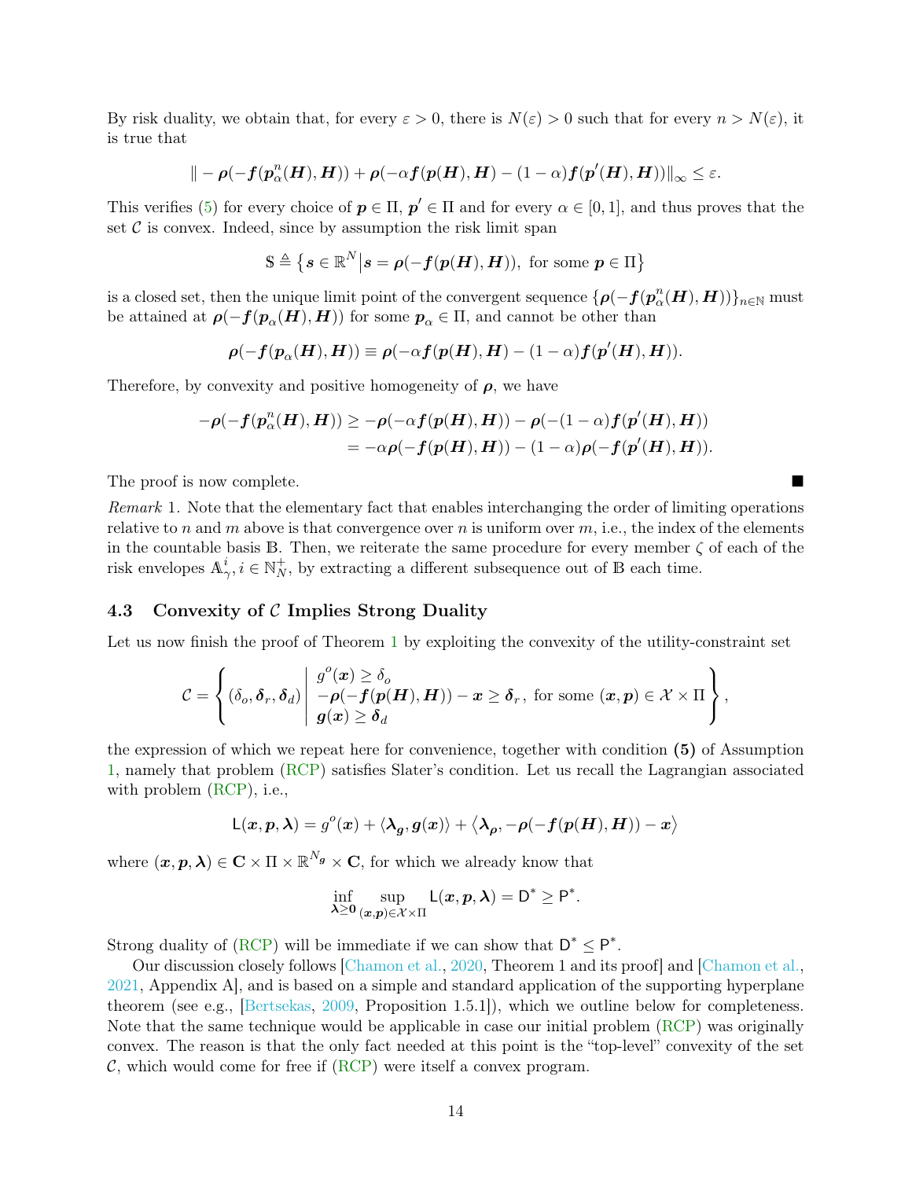By risk duality, we obtain that, for every $\varepsilon > 0$, there is $N(\varepsilon) > 0$ such that for every $n > N(\varepsilon)$, it is true that

$$\| -\boldsymbol{\rho}(-\boldsymbol{f}(\boldsymbol{p}_\alpha^n(\boldsymbol{H}), \boldsymbol{H})) + \boldsymbol{\rho}(-\alpha \boldsymbol{f}(\boldsymbol{p}(\boldsymbol{H}), \boldsymbol{H}) - (1-\alpha)\boldsymbol{f}(\boldsymbol{p}'(\boldsymbol{H}), \boldsymbol{H}))\|_\infty \leq \varepsilon.$$

This verifies (5) for every choice of $\boldsymbol{p} \in \Pi$, $\boldsymbol{p}' \in \Pi$ and for every $\alpha \in [0,1]$, and thus proves that the set $\mathcal{C}$ is convex. Indeed, since by assumption the risk limit span

$$\$ \triangleq \{\boldsymbol{s} \in \mathbb{R}^N \,|\, \boldsymbol{s} = \boldsymbol{\rho}(-\boldsymbol{f}(\boldsymbol{p}(\boldsymbol{H}), \boldsymbol{H})), \text{ for some } \boldsymbol{p} \in \Pi\}$$

is a closed set, then the unique limit point of the convergent sequence $\{\boldsymbol{\rho}(-\boldsymbol{f}(\boldsymbol{p}_\alpha^n(\boldsymbol{H}), \boldsymbol{H}))\}_{n \in \mathbb{N}}$ must be attained at $\boldsymbol{\rho}(-\boldsymbol{f}(\boldsymbol{p}_\alpha(\boldsymbol{H}), \boldsymbol{H}))$ for some $\boldsymbol{p}_\alpha \in \Pi$, and cannot be other than

$$\boldsymbol{\rho}(-\boldsymbol{f}(\boldsymbol{p}_\alpha(\boldsymbol{H}), \boldsymbol{H})) \equiv \boldsymbol{\rho}(-\alpha \boldsymbol{f}(\boldsymbol{p}(\boldsymbol{H}), \boldsymbol{H}) - (1-\alpha)\boldsymbol{f}(\boldsymbol{p}'(\boldsymbol{H}), \boldsymbol{H})).$$

Therefore, by convexity and positive homogeneity of $\boldsymbol{\rho}$, we have

$$\begin{aligned} -\boldsymbol{\rho}(-\boldsymbol{f}(\boldsymbol{p}_\alpha^n(\boldsymbol{H}), \boldsymbol{H})) &\geq -\boldsymbol{\rho}(-\alpha \boldsymbol{f}(\boldsymbol{p}(\boldsymbol{H}), \boldsymbol{H})) - \boldsymbol{\rho}(-(1-\alpha)\boldsymbol{f}(\boldsymbol{p}'(\boldsymbol{H}), \boldsymbol{H})) \\ &= -\alpha \boldsymbol{\rho}(-\boldsymbol{f}(\boldsymbol{p}(\boldsymbol{H}), \boldsymbol{H})) - (1-\alpha)\boldsymbol{\rho}(-\boldsymbol{f}(\boldsymbol{p}'(\boldsymbol{H}), \boldsymbol{H})). \end{aligned}$$

The proof is now complete. ■

*Remark* 1. Note that the elementary fact that enables interchanging the order of limiting operations relative to $n$ and $m$ above is that convergence over $n$ is uniform over $m$, i.e., the index of the elements in the countable basis $\mathbb{B}$. Then, we reiterate the same procedure for every member $\zeta$ of each of the risk envelopes $\mathbb{A}_\gamma^i, i \in \mathbb{N}_N^+$, by extracting a different subsequence out of $\mathbb{B}$ each time.

### 4.3 Convexity of $\mathcal{C}$ Implies Strong Duality

Let us now finish the proof of Theorem 1 by exploiting the convexity of the utility-constraint set

$$\mathcal{C} = \left\{ (\delta_o, \boldsymbol{\delta}_r, \boldsymbol{\delta}_d) \;\middle|\; \begin{array}{l} g^o(\boldsymbol{x}) \geq \delta_o \\ -\boldsymbol{\rho}(-\boldsymbol{f}(\boldsymbol{p}(\boldsymbol{H}), \boldsymbol{H})) - \boldsymbol{x} \geq \boldsymbol{\delta}_r, \\ \boldsymbol{g}(\boldsymbol{x}) \geq \boldsymbol{\delta}_d \end{array} \text{ for some } (\boldsymbol{x}, \boldsymbol{p}) \in \mathcal{X} \times \Pi \right\},$$

the expression of which we repeat here for convenience, together with condition **(5)** of Assumption 1, namely that problem (RCP) satisfies Slater's condition. Let us recall the Lagrangian associated with problem (RCP), i.e.,

$$\mathsf{L}(\boldsymbol{x}, \boldsymbol{p}, \boldsymbol{\lambda}) = g^o(\boldsymbol{x}) + \langle \boldsymbol{\lambda}_{\boldsymbol{g}}, \boldsymbol{g}(\boldsymbol{x}) \rangle + \langle \boldsymbol{\lambda}_{\boldsymbol{\rho}}, -\boldsymbol{\rho}(-\boldsymbol{f}(\boldsymbol{p}(\boldsymbol{H}), \boldsymbol{H})) - \boldsymbol{x} \rangle$$

where $(\boldsymbol{x}, \boldsymbol{p}, \boldsymbol{\lambda}) \in \mathbf{C} \times \Pi \times \mathbb{R}^{N_{\boldsymbol{g}}} \times \mathbf{C}$, for which we already know that

$$\inf_{\boldsymbol{\lambda} \geq \boldsymbol{0}} \sup_{(\boldsymbol{x}, \boldsymbol{p}) \in \mathcal{X} \times \Pi} \mathsf{L}(\boldsymbol{x}, \boldsymbol{p}, \boldsymbol{\lambda}) = \mathsf{D}^* \geq \mathsf{P}^*.$$

Strong duality of (RCP) will be immediate if we can show that $\mathsf{D}^* \leq \mathsf{P}^*$.

Our discussion closely follows [Chamon et al., 2020, Theorem 1 and its proof] and [Chamon et al., 2021, Appendix A], and is based on a simple and standard application of the supporting hyperplane theorem (see e.g., [Bertsekas, 2009, Proposition 1.5.1]), which we outline below for completeness. Note that the same technique would be applicable in case our initial problem (RCP) was originally convex. The reason is that the only fact needed at this point is the "top-level" convexity of the set $\mathcal{C}$, which would come for free if (RCP) were itself a convex program.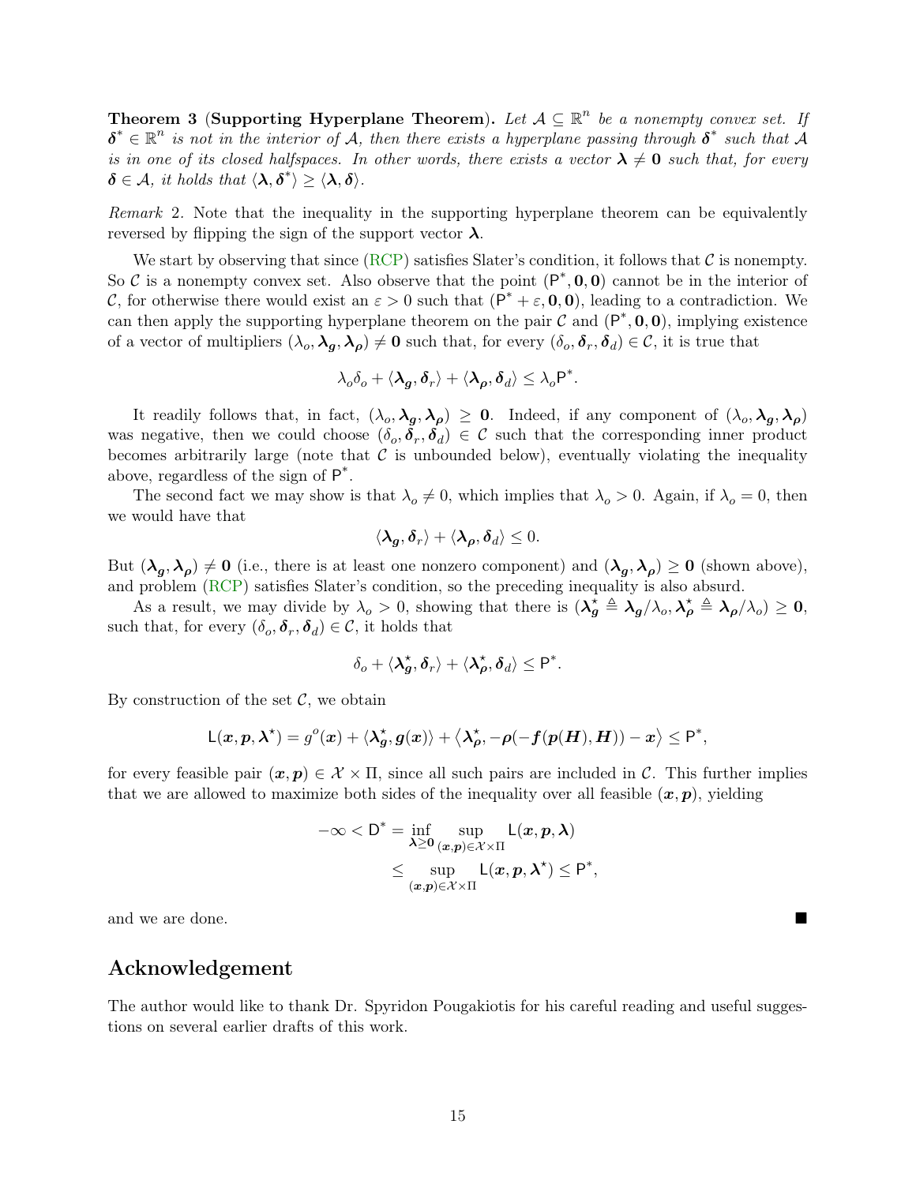**Theorem 3** (**Supporting Hyperplane Theorem**). *Let $\mathcal{A} \subseteq \mathbb{R}^n$ be a nonempty convex set. If $\boldsymbol{\delta}^* \in \mathbb{R}^n$ is not in the interior of $\mathcal{A}$, then there exists a hyperplane passing through $\boldsymbol{\delta}^*$ such that $\mathcal{A}$ is in one of its closed halfspaces. In other words, there exists a vector $\boldsymbol{\lambda} \neq \mathbf{0}$ such that, for every $\boldsymbol{\delta} \in \mathcal{A}$, it holds that $\langle \boldsymbol{\lambda}, \boldsymbol{\delta}^* \rangle \geq \langle \boldsymbol{\lambda}, \boldsymbol{\delta} \rangle$.*

*Remark* 2. Note that the inequality in the supporting hyperplane theorem can be equivalently reversed by flipping the sign of the support vector $\boldsymbol{\lambda}$.

We start by observing that since (RCP) satisfies Slater's condition, it follows that $\mathcal{C}$ is nonempty. So $\mathcal{C}$ is a nonempty convex set. Also observe that the point $(\mathsf{P}^*, \mathbf{0}, \mathbf{0})$ cannot be in the interior of $\mathcal{C}$, for otherwise there would exist an $\varepsilon > 0$ such that $(\mathsf{P}^* + \varepsilon, \mathbf{0}, \mathbf{0})$, leading to a contradiction. We can then apply the supporting hyperplane theorem on the pair $\mathcal{C}$ and $(\mathsf{P}^*, \mathbf{0}, \mathbf{0})$, implying existence of a vector of multipliers $(\lambda_o, \boldsymbol{\lambda}_{\boldsymbol{g}}, \boldsymbol{\lambda}_{\boldsymbol{\rho}}) \neq \mathbf{0}$ such that, for every $(\delta_o, \boldsymbol{\delta}_r, \boldsymbol{\delta}_d) \in \mathcal{C}$, it is true that

$$\lambda_o \delta_o + \langle \boldsymbol{\lambda}_{\boldsymbol{g}}, \boldsymbol{\delta}_r \rangle + \langle \boldsymbol{\lambda}_{\boldsymbol{\rho}}, \boldsymbol{\delta}_d \rangle \leq \lambda_o \mathsf{P}^*.$$

It readily follows that, in fact, $(\lambda_o, \boldsymbol{\lambda}_{\boldsymbol{g}}, \boldsymbol{\lambda}_{\boldsymbol{\rho}}) \geq \mathbf{0}$. Indeed, if any component of $(\lambda_o, \boldsymbol{\lambda}_{\boldsymbol{g}}, \boldsymbol{\lambda}_{\boldsymbol{\rho}})$ was negative, then we could choose $(\delta_o, \boldsymbol{\delta}_r, \boldsymbol{\delta}_d) \in \mathcal{C}$ such that the corresponding inner product becomes arbitrarily large (note that $\mathcal{C}$ is unbounded below), eventually violating the inequality above, regardless of the sign of $\mathsf{P}^*$.

The second fact we may show is that $\lambda_o \neq 0$, which implies that $\lambda_o > 0$. Again, if $\lambda_o = 0$, then we would have that

$$\langle \boldsymbol{\lambda}_{\boldsymbol{g}}, \boldsymbol{\delta}_r \rangle + \langle \boldsymbol{\lambda}_{\boldsymbol{\rho}}, \boldsymbol{\delta}_d \rangle \leq 0.$$

But $(\boldsymbol{\lambda}_{\boldsymbol{g}}, \boldsymbol{\lambda}_{\boldsymbol{\rho}}) \neq \mathbf{0}$ (i.e., there is at least one nonzero component) and $(\boldsymbol{\lambda}_{\boldsymbol{g}}, \boldsymbol{\lambda}_{\boldsymbol{\rho}}) \geq \mathbf{0}$ (shown above), and problem (RCP) satisfies Slater's condition, so the preceding inequality is also absurd.

As a result, we may divide by $\lambda_o > 0$, showing that there is $(\boldsymbol{\lambda}^\star_{\boldsymbol{g}} \triangleq \boldsymbol{\lambda}_{\boldsymbol{g}}/\lambda_o, \boldsymbol{\lambda}^\star_{\boldsymbol{\rho}} \triangleq \boldsymbol{\lambda}_{\boldsymbol{\rho}}/\lambda_o) \geq \mathbf{0}$, such that, for every $(\delta_o, \boldsymbol{\delta}_r, \boldsymbol{\delta}_d) \in \mathcal{C}$, it holds that

$$\delta_o + \langle \boldsymbol{\lambda}^\star_{\boldsymbol{g}}, \boldsymbol{\delta}_r \rangle + \langle \boldsymbol{\lambda}^\star_{\boldsymbol{\rho}}, \boldsymbol{\delta}_d \rangle \leq \mathsf{P}^*.$$

By construction of the set $\mathcal{C}$, we obtain

$$\mathsf{L}(\boldsymbol{x}, \boldsymbol{p}, \boldsymbol{\lambda}^\star) = g^o(\boldsymbol{x}) + \langle \boldsymbol{\lambda}^\star_{\boldsymbol{g}}, \boldsymbol{g}(\boldsymbol{x}) \rangle + \left\langle \boldsymbol{\lambda}^\star_{\boldsymbol{\rho}}, -\boldsymbol{\rho}(-\boldsymbol{f}(\boldsymbol{p}(\boldsymbol{H}), \boldsymbol{H})) - \boldsymbol{x} \right\rangle \leq \mathsf{P}^*,$$

for every feasible pair $(\boldsymbol{x}, \boldsymbol{p}) \in \mathcal{X} \times \Pi$, since all such pairs are included in $\mathcal{C}$. This further implies that we are allowed to maximize both sides of the inequality over all feasible $(\boldsymbol{x}, \boldsymbol{p})$, yielding

$$\begin{aligned} -\infty < \mathsf{D}^* &= \inf_{\boldsymbol{\lambda} \geq \mathbf{0}} \sup_{(\boldsymbol{x}, \boldsymbol{p}) \in \mathcal{X} \times \Pi} \mathsf{L}(\boldsymbol{x}, \boldsymbol{p}, \boldsymbol{\lambda}) \\ &\leq \sup_{(\boldsymbol{x}, \boldsymbol{p}) \in \mathcal{X} \times \Pi} \mathsf{L}(\boldsymbol{x}, \boldsymbol{p}, \boldsymbol{\lambda}^\star) \leq \mathsf{P}^*, \end{aligned}$$

and we are done. ∎

## Acknowledgement

The author would like to thank Dr. Spyridon Pougakiotis for his careful reading and useful suggestions on several earlier drafts of this work.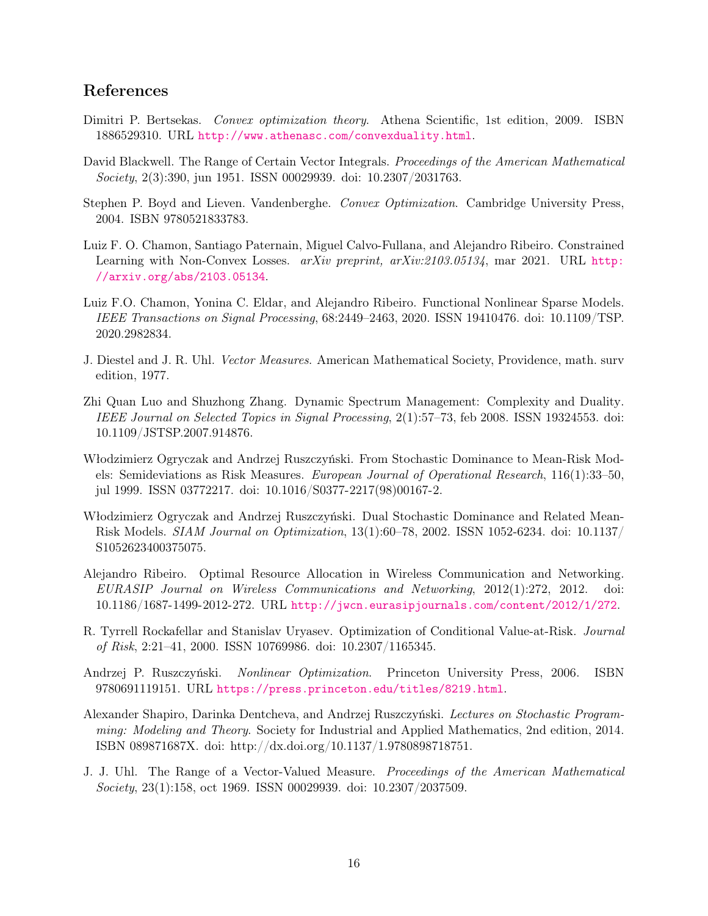## References

Dimitri P. Bertsekas. *Convex optimization theory*. Athena Scientific, 1st edition, 2009. ISBN 1886529310. URL http://www.athenasc.com/convexduality.html.

David Blackwell. The Range of Certain Vector Integrals. *Proceedings of the American Mathematical Society*, 2(3):390, jun 1951. ISSN 00029939. doi: 10.2307/2031763.

Stephen P. Boyd and Lieven. Vandenberghe. *Convex Optimization*. Cambridge University Press, 2004. ISBN 9780521833783.

Luiz F. O. Chamon, Santiago Paternain, Miguel Calvo-Fullana, and Alejandro Ribeiro. Constrained Learning with Non-Convex Losses. *arXiv preprint, arXiv:2103.05134*, mar 2021. URL http://arxiv.org/abs/2103.05134.

Luiz F.O. Chamon, Yonina C. Eldar, and Alejandro Ribeiro. Functional Nonlinear Sparse Models. *IEEE Transactions on Signal Processing*, 68:2449–2463, 2020. ISSN 19410476. doi: 10.1109/TSP.2020.2982834.

J. Diestel and J. R. Uhl. *Vector Measures*. American Mathematical Society, Providence, math. surv edition, 1977.

Zhi Quan Luo and Shuzhong Zhang. Dynamic Spectrum Management: Complexity and Duality. *IEEE Journal on Selected Topics in Signal Processing*, 2(1):57–73, feb 2008. ISSN 19324553. doi: 10.1109/JSTSP.2007.914876.

Włodzimierz Ogryczak and Andrzej Ruszczyński. From Stochastic Dominance to Mean-Risk Models: Semideviations as Risk Measures. *European Journal of Operational Research*, 116(1):33–50, jul 1999. ISSN 03772217. doi: 10.1016/S0377-2217(98)00167-2.

Włodzimierz Ogryczak and Andrzej Ruszczyński. Dual Stochastic Dominance and Related Mean-Risk Models. *SIAM Journal on Optimization*, 13(1):60–78, 2002. ISSN 1052-6234. doi: 10.1137/S1052623400375075.

Alejandro Ribeiro. Optimal Resource Allocation in Wireless Communication and Networking. *EURASIP Journal on Wireless Communications and Networking*, 2012(1):272, 2012. doi: 10.1186/1687-1499-2012-272. URL http://jwcn.eurasipjournals.com/content/2012/1/272.

R. Tyrrell Rockafellar and Stanislav Uryasev. Optimization of Conditional Value-at-Risk. *Journal of Risk*, 2:21–41, 2000. ISSN 10769986. doi: 10.2307/1165345.

Andrzej P. Ruszczyński. *Nonlinear Optimization*. Princeton University Press, 2006. ISBN 9780691119151. URL https://press.princeton.edu/titles/8219.html.

Alexander Shapiro, Darinka Dentcheva, and Andrzej Ruszczyński. *Lectures on Stochastic Programming: Modeling and Theory*. Society for Industrial and Applied Mathematics, 2nd edition, 2014. ISBN 089871687X. doi: http://dx.doi.org/10.1137/1.9780898718751.

J. J. Uhl. The Range of a Vector-Valued Measure. *Proceedings of the American Mathematical Society*, 23(1):158, oct 1969. ISSN 00029939. doi: 10.2307/2037509.